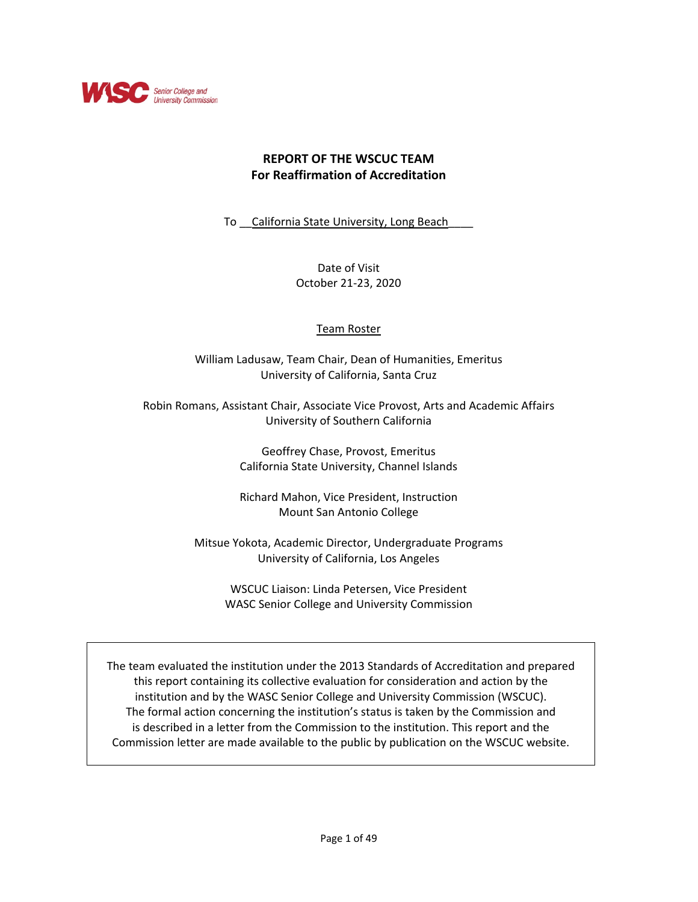WASC Senior College and University Commission

# REPORT OF THE WSCUC TEAM
## For Reaffirmation of Accreditation

To \_\_California State University, Long Beach\_\_\_\_

Date of Visit
October 21-23, 2020

Team Roster

William Ladusaw, Team Chair, Dean of Humanities, Emeritus
University of California, Santa Cruz

Robin Romans, Assistant Chair, Associate Vice Provost, Arts and Academic Affairs
University of Southern California

Geoffrey Chase, Provost, Emeritus
California State University, Channel Islands

Richard Mahon, Vice President, Instruction
Mount San Antonio College

Mitsue Yokota, Academic Director, Undergraduate Programs
University of California, Los Angeles

WSCUC Liaison: Linda Petersen, Vice President
WASC Senior College and University Commission

> The team evaluated the institution under the 2013 Standards of Accreditation and prepared this report containing its collective evaluation for consideration and action by the institution and by the WASC Senior College and University Commission (WSCUC). The formal action concerning the institution's status is taken by the Commission and is described in a letter from the Commission to the institution. This report and the Commission letter are made available to the public by publication on the WSCUC website.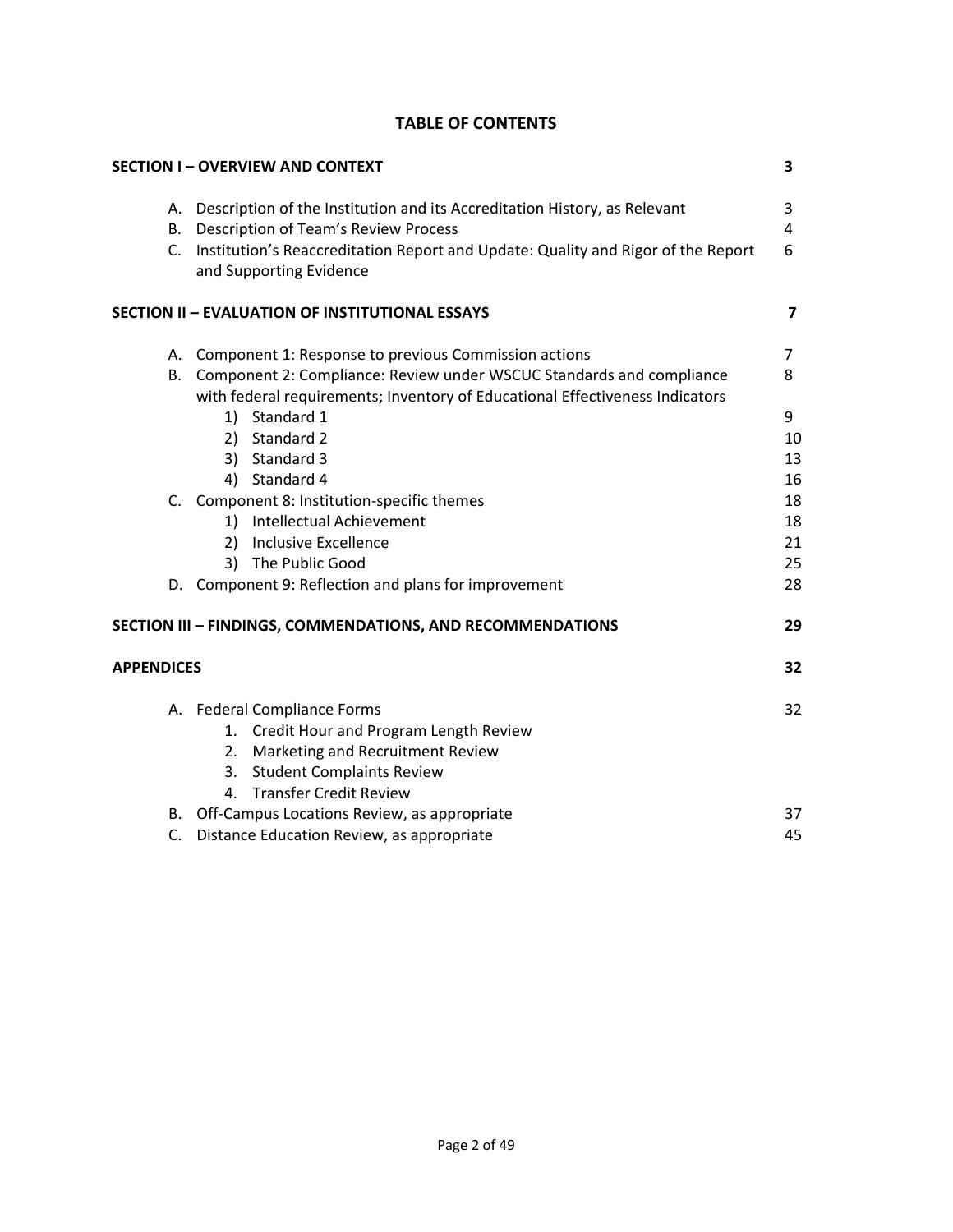# TABLE OF CONTENTS

| | |
|---|---|
| **SECTION I – OVERVIEW AND CONTEXT** | **3** |
| A. Description of the Institution and its Accreditation History, as Relevant | 3 |
| B. Description of Team's Review Process | 4 |
| C. Institution's Reaccreditation Report and Update: Quality and Rigor of the Report and Supporting Evidence | 6 |
| **SECTION II – EVALUATION OF INSTITUTIONAL ESSAYS** | **7** |
| A. Component 1: Response to previous Commission actions | 7 |
| B. Component 2: Compliance: Review under WSCUC Standards and compliance with federal requirements; Inventory of Educational Effectiveness Indicators | 8 |
| 1) Standard 1 | 9 |
| 2) Standard 2 | 10 |
| 3) Standard 3 | 13 |
| 4) Standard 4 | 16 |
| C. Component 8: Institution-specific themes | 18 |
| 1) Intellectual Achievement | 18 |
| 2) Inclusive Excellence | 21 |
| 3) The Public Good | 25 |
| D. Component 9: Reflection and plans for improvement | 28 |
| **SECTION III – FINDINGS, COMMENDATIONS, AND RECOMMENDATIONS** | **29** |
| **APPENDICES** | **32** |
| A. Federal Compliance Forms | 32 |
| 1. Credit Hour and Program Length Review | |
| 2. Marketing and Recruitment Review | |
| 3. Student Complaints Review | |
| 4. Transfer Credit Review | |
| B. Off-Campus Locations Review, as appropriate | 37 |
| C. Distance Education Review, as appropriate | 45 |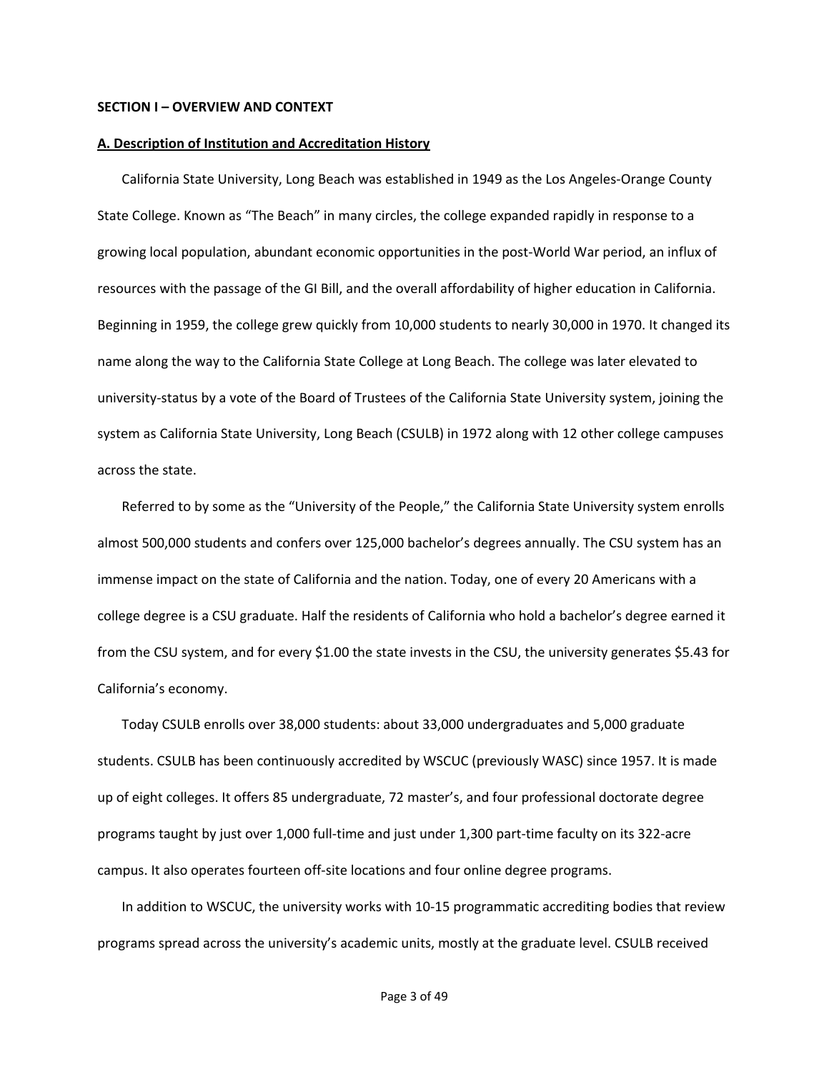**SECTION I – OVERVIEW AND CONTEXT**

**A. Description of Institution and Accreditation History**

California State University, Long Beach was established in 1949 as the Los Angeles-Orange County State College. Known as "The Beach" in many circles, the college expanded rapidly in response to a growing local population, abundant economic opportunities in the post-World War period, an influx of resources with the passage of the GI Bill, and the overall affordability of higher education in California. Beginning in 1959, the college grew quickly from 10,000 students to nearly 30,000 in 1970. It changed its name along the way to the California State College at Long Beach. The college was later elevated to university-status by a vote of the Board of Trustees of the California State University system, joining the system as California State University, Long Beach (CSULB) in 1972 along with 12 other college campuses across the state.

Referred to by some as the "University of the People," the California State University system enrolls almost 500,000 students and confers over 125,000 bachelor's degrees annually. The CSU system has an immense impact on the state of California and the nation. Today, one of every 20 Americans with a college degree is a CSU graduate. Half the residents of California who hold a bachelor's degree earned it from the CSU system, and for every $1.00 the state invests in the CSU, the university generates $5.43 for California's economy.

Today CSULB enrolls over 38,000 students: about 33,000 undergraduates and 5,000 graduate students. CSULB has been continuously accredited by WSCUC (previously WASC) since 1957. It is made up of eight colleges. It offers 85 undergraduate, 72 master's, and four professional doctorate degree programs taught by just over 1,000 full-time and just under 1,300 part-time faculty on its 322-acre campus. It also operates fourteen off-site locations and four online degree programs.

In addition to WSCUC, the university works with 10-15 programmatic accrediting bodies that review programs spread across the university's academic units, mostly at the graduate level. CSULB received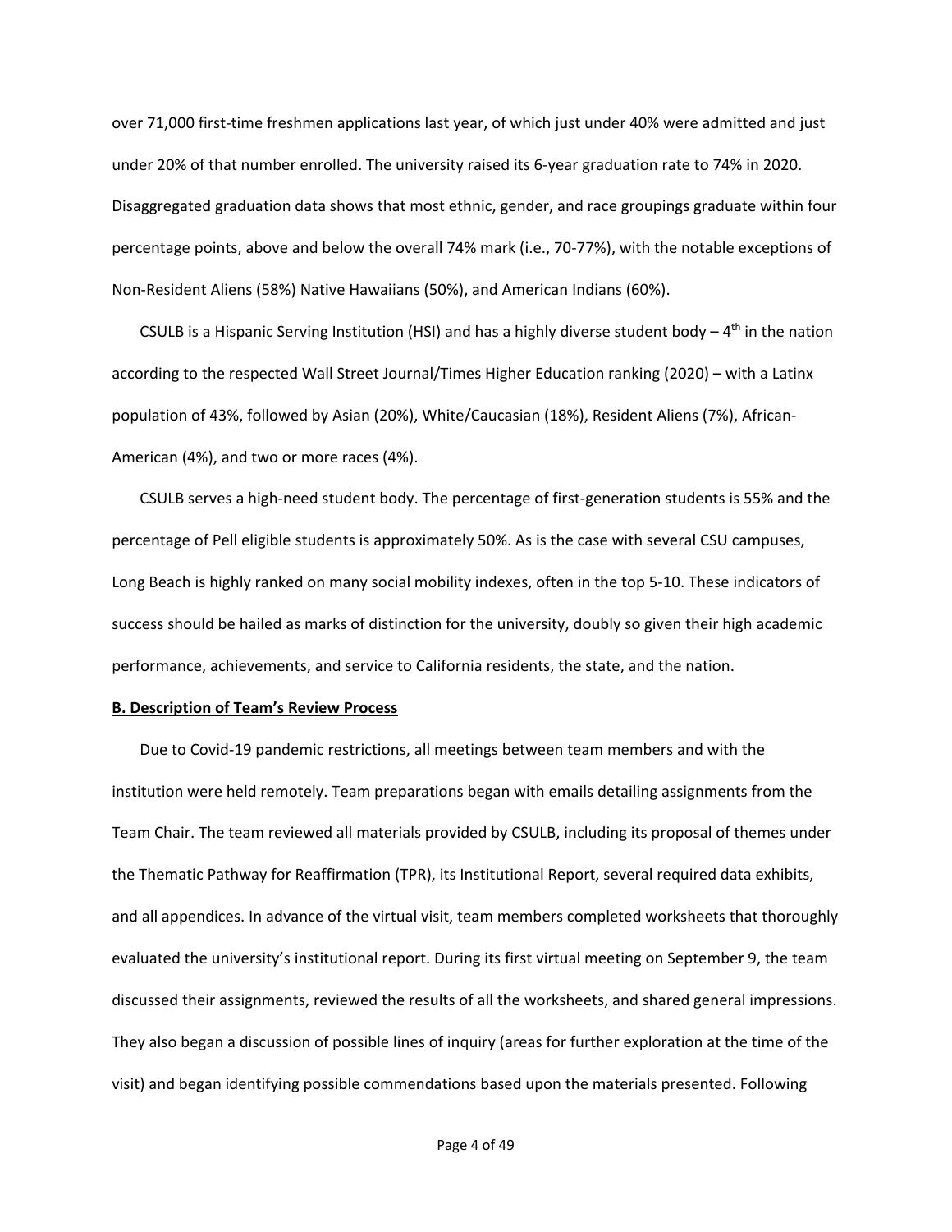over 71,000 first-time freshmen applications last year, of which just under 40% were admitted and just under 20% of that number enrolled. The university raised its 6-year graduation rate to 74% in 2020. Disaggregated graduation data shows that most ethnic, gender, and race groupings graduate within four percentage points, above and below the overall 74% mark (i.e., 70-77%), with the notable exceptions of Non-Resident Aliens (58%) Native Hawaiians (50%), and American Indians (60%).

CSULB is a Hispanic Serving Institution (HSI) and has a highly diverse student body – 4th in the nation according to the respected Wall Street Journal/Times Higher Education ranking (2020) – with a Latinx population of 43%, followed by Asian (20%), White/Caucasian (18%), Resident Aliens (7%), African-American (4%), and two or more races (4%).

CSULB serves a high-need student body. The percentage of first-generation students is 55% and the percentage of Pell eligible students is approximately 50%. As is the case with several CSU campuses, Long Beach is highly ranked on many social mobility indexes, often in the top 5-10. These indicators of success should be hailed as marks of distinction for the university, doubly so given their high academic performance, achievements, and service to California residents, the state, and the nation.

**B. Description of Team's Review Process**

Due to Covid-19 pandemic restrictions, all meetings between team members and with the institution were held remotely. Team preparations began with emails detailing assignments from the Team Chair. The team reviewed all materials provided by CSULB, including its proposal of themes under the Thematic Pathway for Reaffirmation (TPR), its Institutional Report, several required data exhibits, and all appendices. In advance of the virtual visit, team members completed worksheets that thoroughly evaluated the university's institutional report. During its first virtual meeting on September 9, the team discussed their assignments, reviewed the results of all the worksheets, and shared general impressions. They also began a discussion of possible lines of inquiry (areas for further exploration at the time of the visit) and began identifying possible commendations based upon the materials presented. Following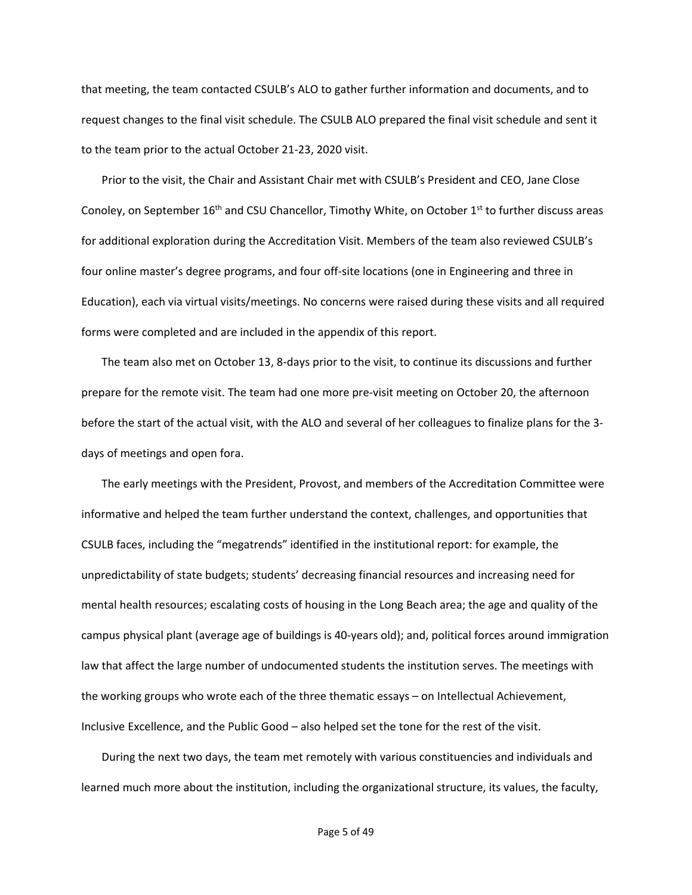that meeting, the team contacted CSULB's ALO to gather further information and documents, and to request changes to the final visit schedule. The CSULB ALO prepared the final visit schedule and sent it to the team prior to the actual October 21-23, 2020 visit.

Prior to the visit, the Chair and Assistant Chair met with CSULB's President and CEO, Jane Close Conoley, on September 16th and CSU Chancellor, Timothy White, on October 1st to further discuss areas for additional exploration during the Accreditation Visit. Members of the team also reviewed CSULB's four online master's degree programs, and four off-site locations (one in Engineering and three in Education), each via virtual visits/meetings. No concerns were raised during these visits and all required forms were completed and are included in the appendix of this report.

The team also met on October 13, 8-days prior to the visit, to continue its discussions and further prepare for the remote visit. The team had one more pre-visit meeting on October 20, the afternoon before the start of the actual visit, with the ALO and several of her colleagues to finalize plans for the 3-days of meetings and open fora.

The early meetings with the President, Provost, and members of the Accreditation Committee were informative and helped the team further understand the context, challenges, and opportunities that CSULB faces, including the "megatrends" identified in the institutional report: for example, the unpredictability of state budgets; students' decreasing financial resources and increasing need for mental health resources; escalating costs of housing in the Long Beach area; the age and quality of the campus physical plant (average age of buildings is 40-years old); and, political forces around immigration law that affect the large number of undocumented students the institution serves. The meetings with the working groups who wrote each of the three thematic essays – on Intellectual Achievement, Inclusive Excellence, and the Public Good – also helped set the tone for the rest of the visit.

During the next two days, the team met remotely with various constituencies and individuals and learned much more about the institution, including the organizational structure, its values, the faculty,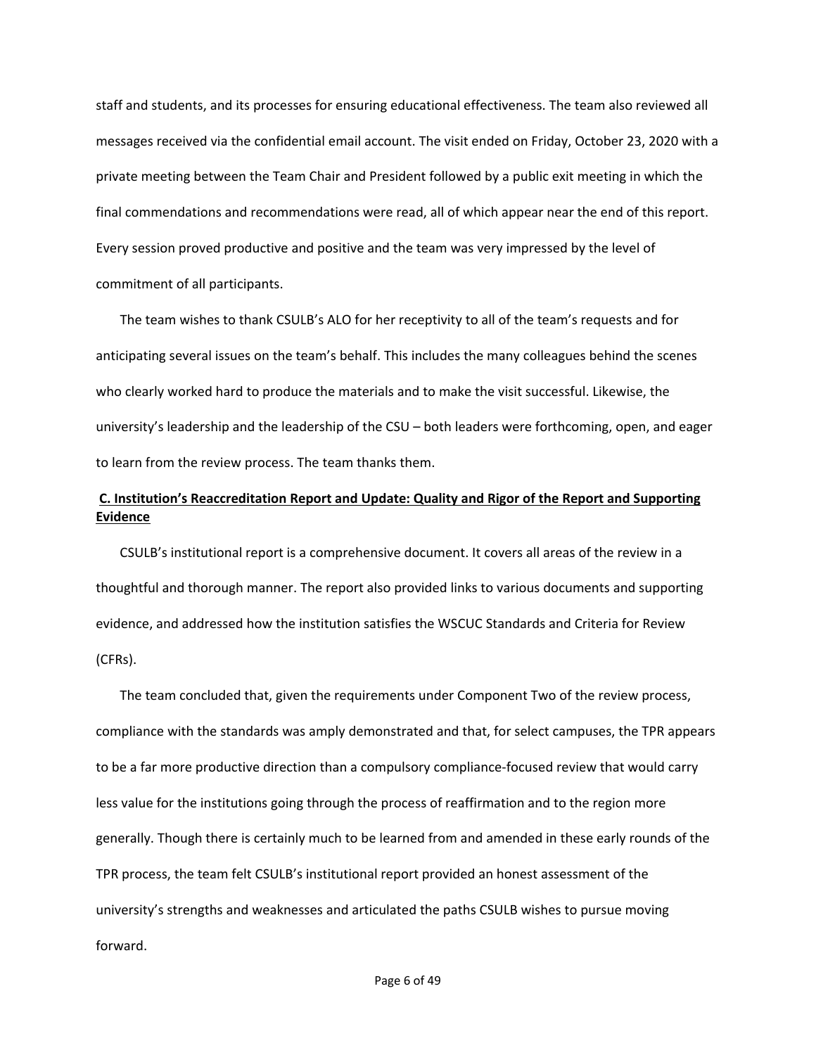staff and students, and its processes for ensuring educational effectiveness. The team also reviewed all messages received via the confidential email account. The visit ended on Friday, October 23, 2020 with a private meeting between the Team Chair and President followed by a public exit meeting in which the final commendations and recommendations were read, all of which appear near the end of this report. Every session proved productive and positive and the team was very impressed by the level of commitment of all participants.

The team wishes to thank CSULB's ALO for her receptivity to all of the team's requests and for anticipating several issues on the team's behalf. This includes the many colleagues behind the scenes who clearly worked hard to produce the materials and to make the visit successful. Likewise, the university's leadership and the leadership of the CSU – both leaders were forthcoming, open, and eager to learn from the review process. The team thanks them.

## **C. Institution's Reaccreditation Report and Update: Quality and Rigor of the Report and Supporting Evidence**

CSULB's institutional report is a comprehensive document. It covers all areas of the review in a thoughtful and thorough manner. The report also provided links to various documents and supporting evidence, and addressed how the institution satisfies the WSCUC Standards and Criteria for Review (CFRs).

The team concluded that, given the requirements under Component Two of the review process, compliance with the standards was amply demonstrated and that, for select campuses, the TPR appears to be a far more productive direction than a compulsory compliance-focused review that would carry less value for the institutions going through the process of reaffirmation and to the region more generally. Though there is certainly much to be learned from and amended in these early rounds of the TPR process, the team felt CSULB's institutional report provided an honest assessment of the university's strengths and weaknesses and articulated the paths CSULB wishes to pursue moving forward.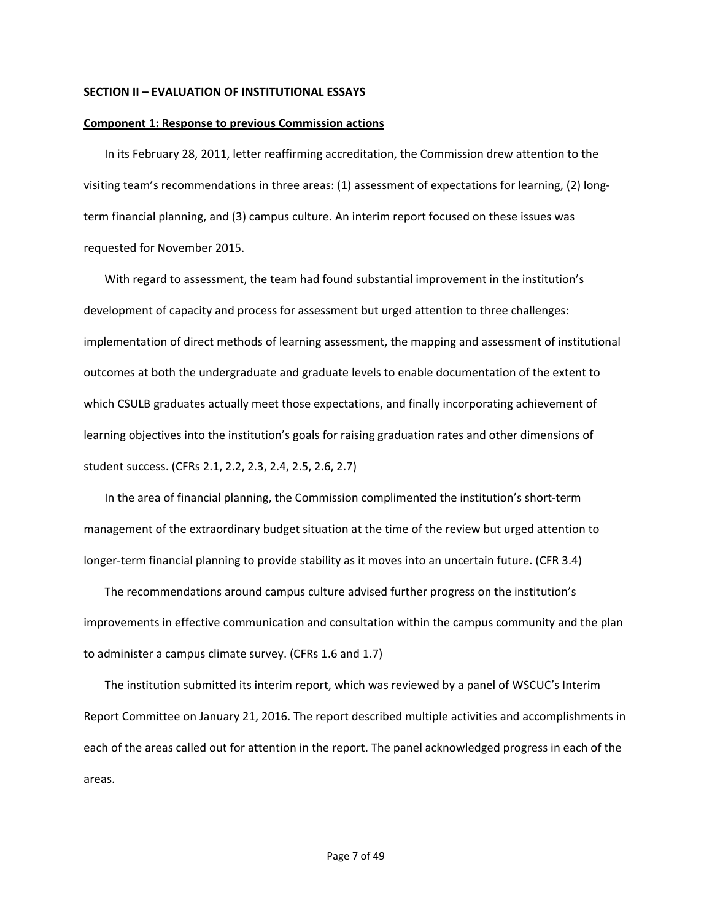**SECTION II – EVALUATION OF INSTITUTIONAL ESSAYS**

**Component 1: Response to previous Commission actions**

In its February 28, 2011, letter reaffirming accreditation, the Commission drew attention to the visiting team's recommendations in three areas: (1) assessment of expectations for learning, (2) long-term financial planning, and (3) campus culture. An interim report focused on these issues was requested for November 2015.

With regard to assessment, the team had found substantial improvement in the institution's development of capacity and process for assessment but urged attention to three challenges: implementation of direct methods of learning assessment, the mapping and assessment of institutional outcomes at both the undergraduate and graduate levels to enable documentation of the extent to which CSULB graduates actually meet those expectations, and finally incorporating achievement of learning objectives into the institution's goals for raising graduation rates and other dimensions of student success. (CFRs 2.1, 2.2, 2.3, 2.4, 2.5, 2.6, 2.7)

In the area of financial planning, the Commission complimented the institution's short-term management of the extraordinary budget situation at the time of the review but urged attention to longer-term financial planning to provide stability as it moves into an uncertain future. (CFR 3.4)

The recommendations around campus culture advised further progress on the institution's improvements in effective communication and consultation within the campus community and the plan to administer a campus climate survey. (CFRs 1.6 and 1.7)

The institution submitted its interim report, which was reviewed by a panel of WSCUC's Interim Report Committee on January 21, 2016. The report described multiple activities and accomplishments in each of the areas called out for attention in the report. The panel acknowledged progress in each of the areas.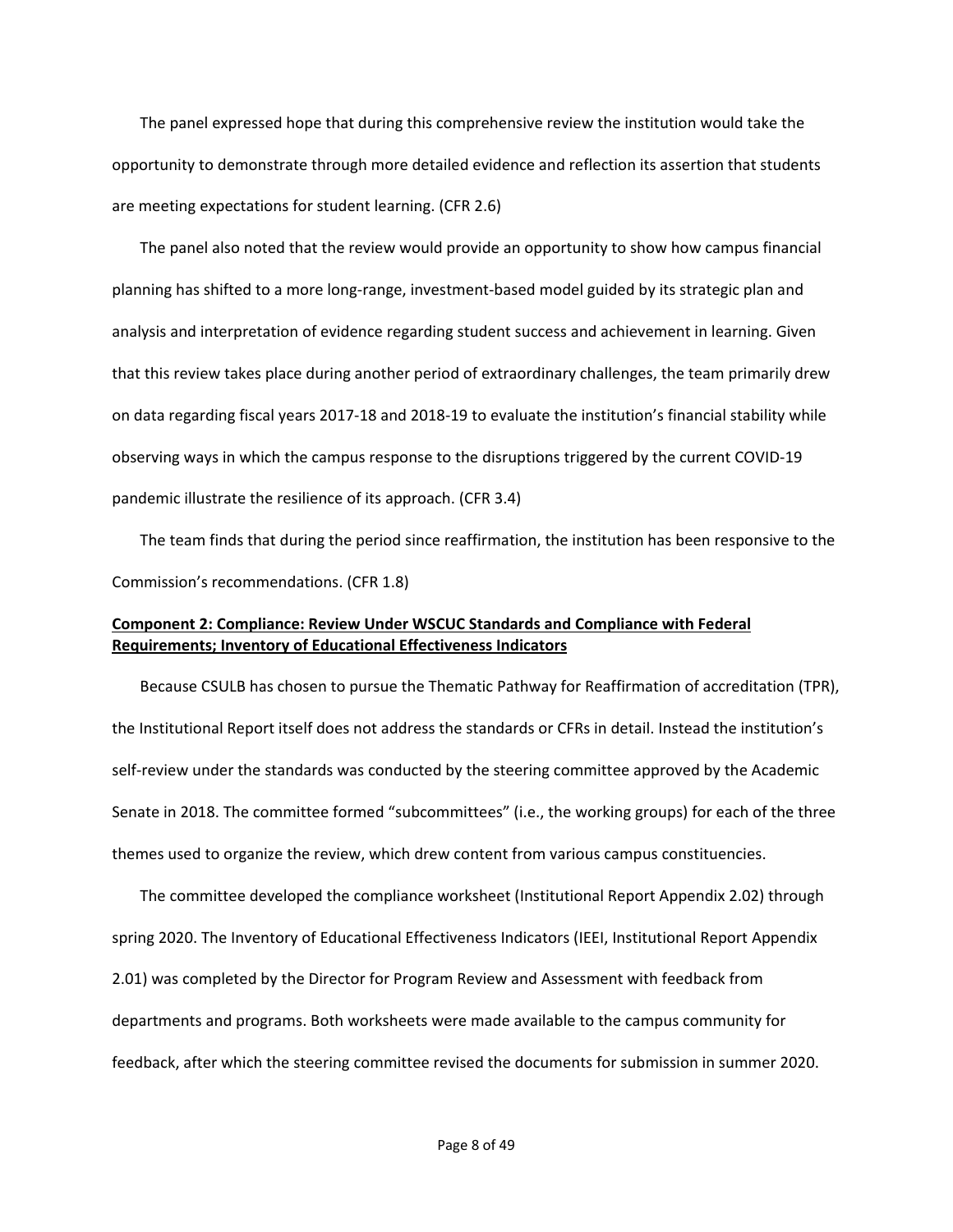The panel expressed hope that during this comprehensive review the institution would take the opportunity to demonstrate through more detailed evidence and reflection its assertion that students are meeting expectations for student learning. (CFR 2.6)

The panel also noted that the review would provide an opportunity to show how campus financial planning has shifted to a more long-range, investment-based model guided by its strategic plan and analysis and interpretation of evidence regarding student success and achievement in learning. Given that this review takes place during another period of extraordinary challenges, the team primarily drew on data regarding fiscal years 2017-18 and 2018-19 to evaluate the institution's financial stability while observing ways in which the campus response to the disruptions triggered by the current COVID-19 pandemic illustrate the resilience of its approach. (CFR 3.4)

The team finds that during the period since reaffirmation, the institution has been responsive to the Commission's recommendations. (CFR 1.8)

## Component 2: Compliance: Review Under WSCUC Standards and Compliance with Federal Requirements; Inventory of Educational Effectiveness Indicators

Because CSULB has chosen to pursue the Thematic Pathway for Reaffirmation of accreditation (TPR), the Institutional Report itself does not address the standards or CFRs in detail. Instead the institution's self-review under the standards was conducted by the steering committee approved by the Academic Senate in 2018. The committee formed "subcommittees" (i.e., the working groups) for each of the three themes used to organize the review, which drew content from various campus constituencies.

The committee developed the compliance worksheet (Institutional Report Appendix 2.02) through spring 2020. The Inventory of Educational Effectiveness Indicators (IEEI, Institutional Report Appendix 2.01) was completed by the Director for Program Review and Assessment with feedback from departments and programs. Both worksheets were made available to the campus community for feedback, after which the steering committee revised the documents for submission in summer 2020.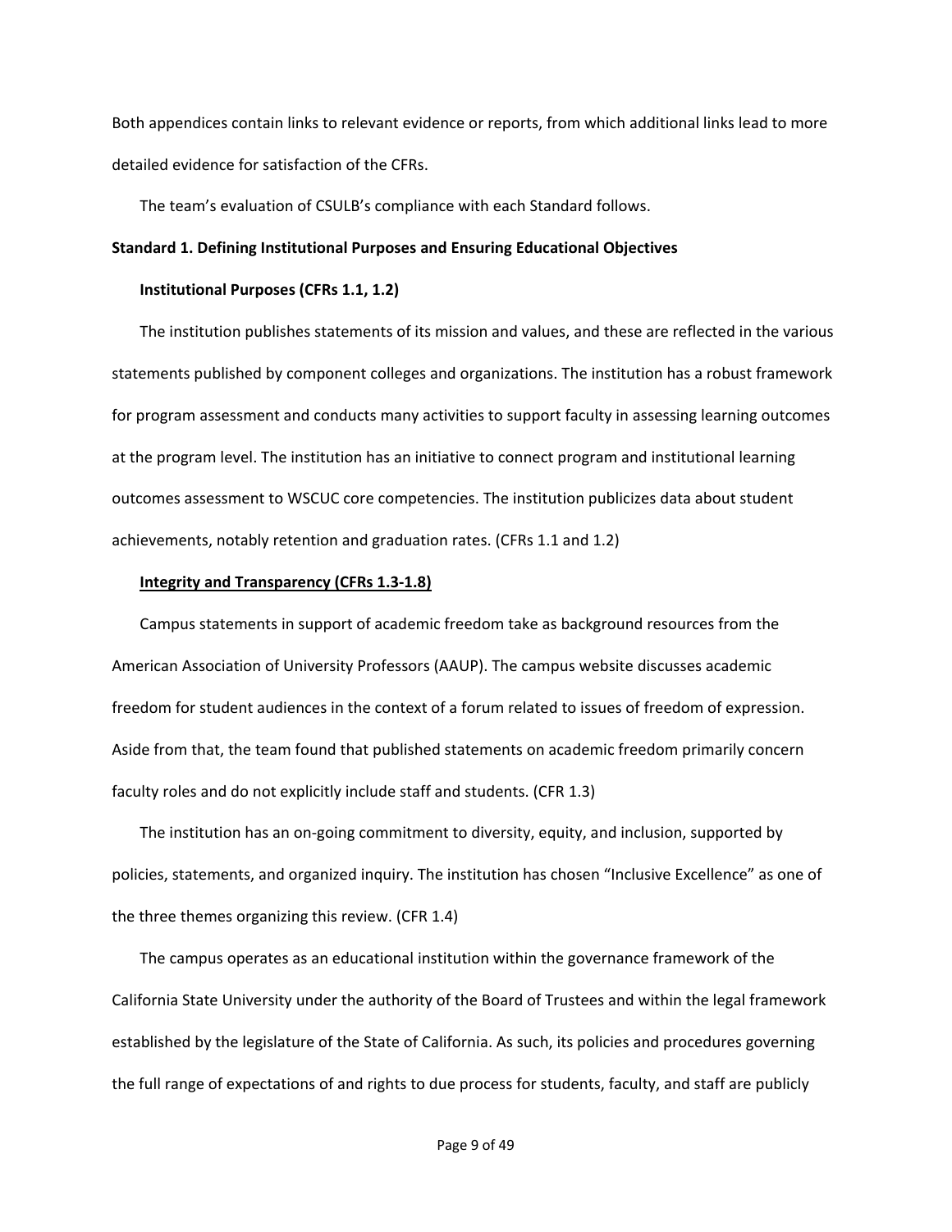Both appendices contain links to relevant evidence or reports, from which additional links lead to more detailed evidence for satisfaction of the CFRs.

The team's evaluation of CSULB's compliance with each Standard follows.

**Standard 1. Defining Institutional Purposes and Ensuring Educational Objectives**

**Institutional Purposes (CFRs 1.1, 1.2)**

The institution publishes statements of its mission and values, and these are reflected in the various statements published by component colleges and organizations. The institution has a robust framework for program assessment and conducts many activities to support faculty in assessing learning outcomes at the program level. The institution has an initiative to connect program and institutional learning outcomes assessment to WSCUC core competencies. The institution publicizes data about student achievements, notably retention and graduation rates. (CFRs 1.1 and 1.2)

**<u>Integrity and Transparency (CFRs 1.3-1.8)</u>**

Campus statements in support of academic freedom take as background resources from the American Association of University Professors (AAUP). The campus website discusses academic freedom for student audiences in the context of a forum related to issues of freedom of expression. Aside from that, the team found that published statements on academic freedom primarily concern faculty roles and do not explicitly include staff and students. (CFR 1.3)

The institution has an on-going commitment to diversity, equity, and inclusion, supported by policies, statements, and organized inquiry. The institution has chosen "Inclusive Excellence" as one of the three themes organizing this review. (CFR 1.4)

The campus operates as an educational institution within the governance framework of the California State University under the authority of the Board of Trustees and within the legal framework established by the legislature of the State of California. As such, its policies and procedures governing the full range of expectations of and rights to due process for students, faculty, and staff are publicly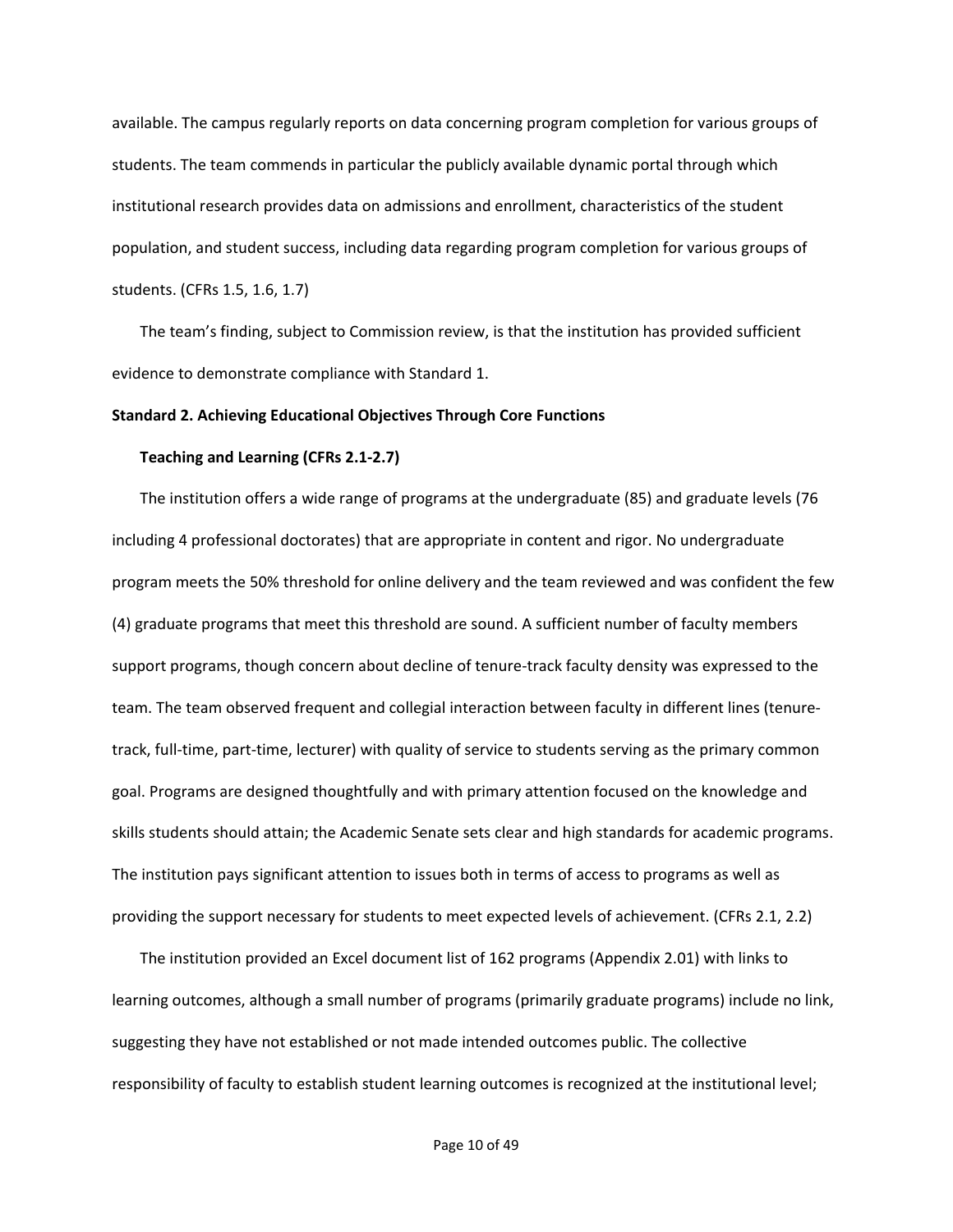available. The campus regularly reports on data concerning program completion for various groups of students. The team commends in particular the publicly available dynamic portal through which institutional research provides data on admissions and enrollment, characteristics of the student population, and student success, including data regarding program completion for various groups of students. (CFRs 1.5, 1.6, 1.7)

The team's finding, subject to Commission review, is that the institution has provided sufficient evidence to demonstrate compliance with Standard 1.

**Standard 2. Achieving Educational Objectives Through Core Functions**

**Teaching and Learning (CFRs 2.1-2.7)**

The institution offers a wide range of programs at the undergraduate (85) and graduate levels (76 including 4 professional doctorates) that are appropriate in content and rigor. No undergraduate program meets the 50% threshold for online delivery and the team reviewed and was confident the few (4) graduate programs that meet this threshold are sound. A sufficient number of faculty members support programs, though concern about decline of tenure-track faculty density was expressed to the team. The team observed frequent and collegial interaction between faculty in different lines (tenure-track, full-time, part-time, lecturer) with quality of service to students serving as the primary common goal. Programs are designed thoughtfully and with primary attention focused on the knowledge and skills students should attain; the Academic Senate sets clear and high standards for academic programs. The institution pays significant attention to issues both in terms of access to programs as well as providing the support necessary for students to meet expected levels of achievement. (CFRs 2.1, 2.2)

The institution provided an Excel document list of 162 programs (Appendix 2.01) with links to learning outcomes, although a small number of programs (primarily graduate programs) include no link, suggesting they have not established or not made intended outcomes public. The collective responsibility of faculty to establish student learning outcomes is recognized at the institutional level;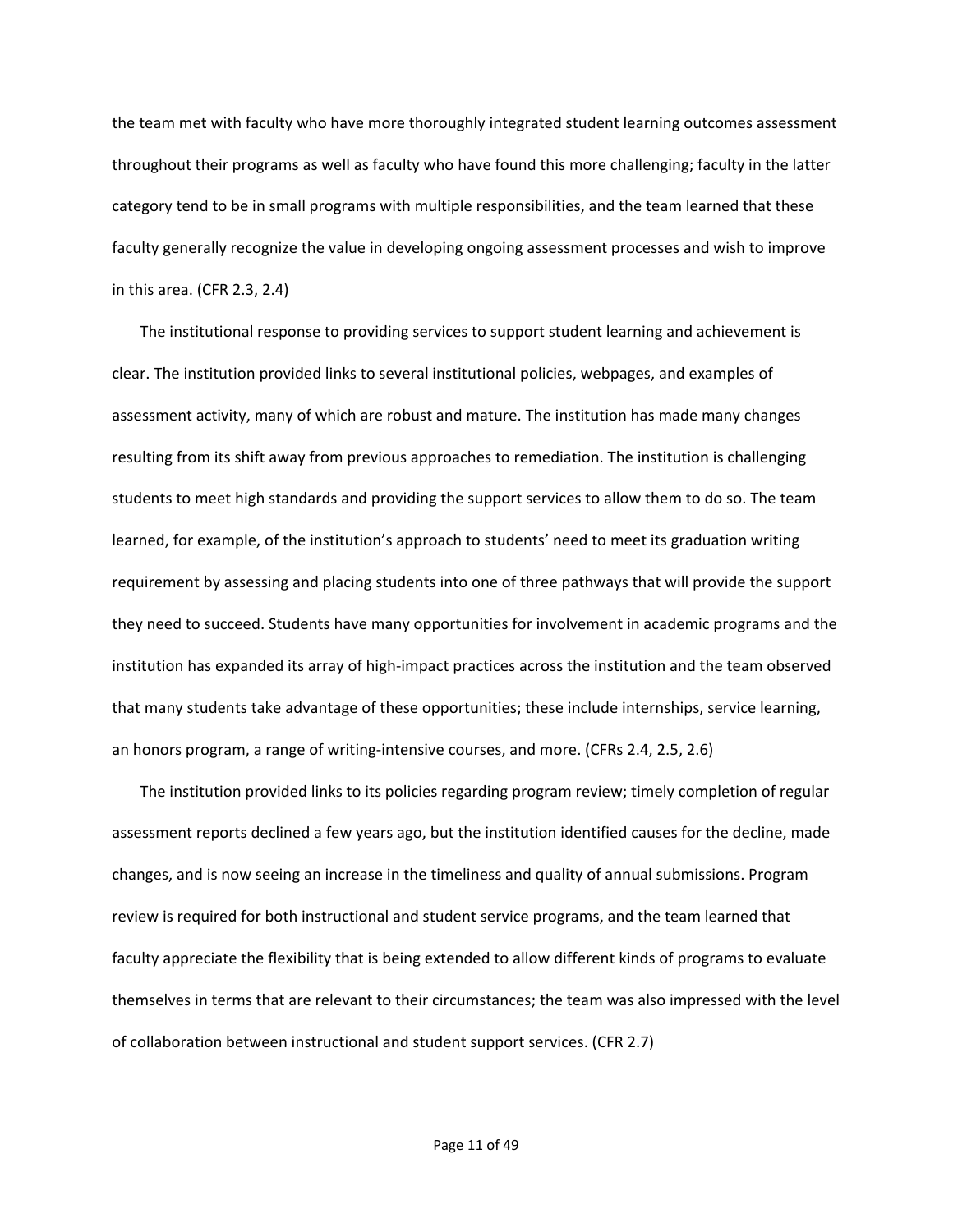the team met with faculty who have more thoroughly integrated student learning outcomes assessment throughout their programs as well as faculty who have found this more challenging; faculty in the latter category tend to be in small programs with multiple responsibilities, and the team learned that these faculty generally recognize the value in developing ongoing assessment processes and wish to improve in this area. (CFR 2.3, 2.4)

The institutional response to providing services to support student learning and achievement is clear. The institution provided links to several institutional policies, webpages, and examples of assessment activity, many of which are robust and mature. The institution has made many changes resulting from its shift away from previous approaches to remediation. The institution is challenging students to meet high standards and providing the support services to allow them to do so. The team learned, for example, of the institution's approach to students' need to meet its graduation writing requirement by assessing and placing students into one of three pathways that will provide the support they need to succeed. Students have many opportunities for involvement in academic programs and the institution has expanded its array of high-impact practices across the institution and the team observed that many students take advantage of these opportunities; these include internships, service learning, an honors program, a range of writing-intensive courses, and more. (CFRs 2.4, 2.5, 2.6)

The institution provided links to its policies regarding program review; timely completion of regular assessment reports declined a few years ago, but the institution identified causes for the decline, made changes, and is now seeing an increase in the timeliness and quality of annual submissions. Program review is required for both instructional and student service programs, and the team learned that faculty appreciate the flexibility that is being extended to allow different kinds of programs to evaluate themselves in terms that are relevant to their circumstances; the team was also impressed with the level of collaboration between instructional and student support services. (CFR 2.7)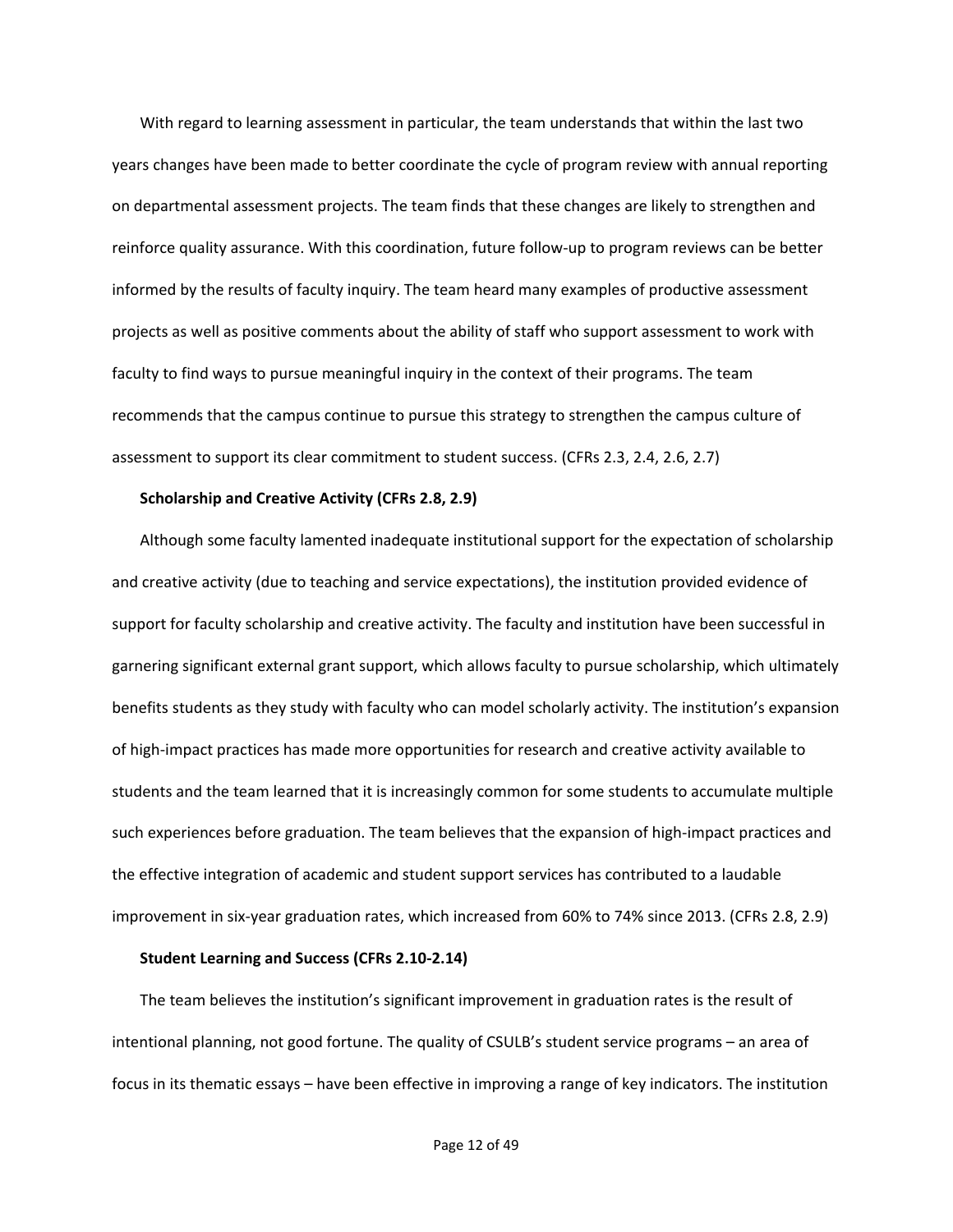With regard to learning assessment in particular, the team understands that within the last two years changes have been made to better coordinate the cycle of program review with annual reporting on departmental assessment projects. The team finds that these changes are likely to strengthen and reinforce quality assurance. With this coordination, future follow-up to program reviews can be better informed by the results of faculty inquiry. The team heard many examples of productive assessment projects as well as positive comments about the ability of staff who support assessment to work with faculty to find ways to pursue meaningful inquiry in the context of their programs. The team recommends that the campus continue to pursue this strategy to strengthen the campus culture of assessment to support its clear commitment to student success. (CFRs 2.3, 2.4, 2.6, 2.7)

**Scholarship and Creative Activity (CFRs 2.8, 2.9)**

Although some faculty lamented inadequate institutional support for the expectation of scholarship and creative activity (due to teaching and service expectations), the institution provided evidence of support for faculty scholarship and creative activity. The faculty and institution have been successful in garnering significant external grant support, which allows faculty to pursue scholarship, which ultimately benefits students as they study with faculty who can model scholarly activity. The institution's expansion of high-impact practices has made more opportunities for research and creative activity available to students and the team learned that it is increasingly common for some students to accumulate multiple such experiences before graduation. The team believes that the expansion of high-impact practices and the effective integration of academic and student support services has contributed to a laudable improvement in six-year graduation rates, which increased from 60% to 74% since 2013. (CFRs 2.8, 2.9)

**Student Learning and Success (CFRs 2.10-2.14)**

The team believes the institution's significant improvement in graduation rates is the result of intentional planning, not good fortune. The quality of CSULB's student service programs – an area of focus in its thematic essays – have been effective in improving a range of key indicators. The institution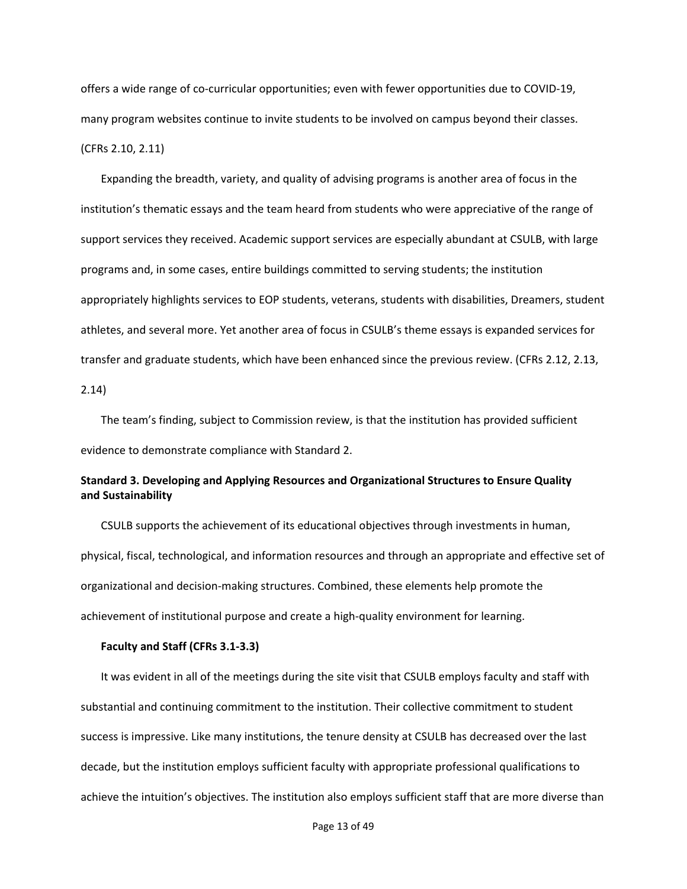offers a wide range of co-curricular opportunities; even with fewer opportunities due to COVID-19, many program websites continue to invite students to be involved on campus beyond their classes. (CFRs 2.10, 2.11)

Expanding the breadth, variety, and quality of advising programs is another area of focus in the institution's thematic essays and the team heard from students who were appreciative of the range of support services they received. Academic support services are especially abundant at CSULB, with large programs and, in some cases, entire buildings committed to serving students; the institution appropriately highlights services to EOP students, veterans, students with disabilities, Dreamers, student athletes, and several more. Yet another area of focus in CSULB's theme essays is expanded services for transfer and graduate students, which have been enhanced since the previous review. (CFRs 2.12, 2.13, 2.14)

The team's finding, subject to Commission review, is that the institution has provided sufficient evidence to demonstrate compliance with Standard 2.

**Standard 3. Developing and Applying Resources and Organizational Structures to Ensure Quality and Sustainability**

CSULB supports the achievement of its educational objectives through investments in human, physical, fiscal, technological, and information resources and through an appropriate and effective set of organizational and decision-making structures. Combined, these elements help promote the achievement of institutional purpose and create a high-quality environment for learning.

**Faculty and Staff (CFRs 3.1-3.3)**

It was evident in all of the meetings during the site visit that CSULB employs faculty and staff with substantial and continuing commitment to the institution. Their collective commitment to student success is impressive. Like many institutions, the tenure density at CSULB has decreased over the last decade, but the institution employs sufficient faculty with appropriate professional qualifications to achieve the intuition's objectives. The institution also employs sufficient staff that are more diverse than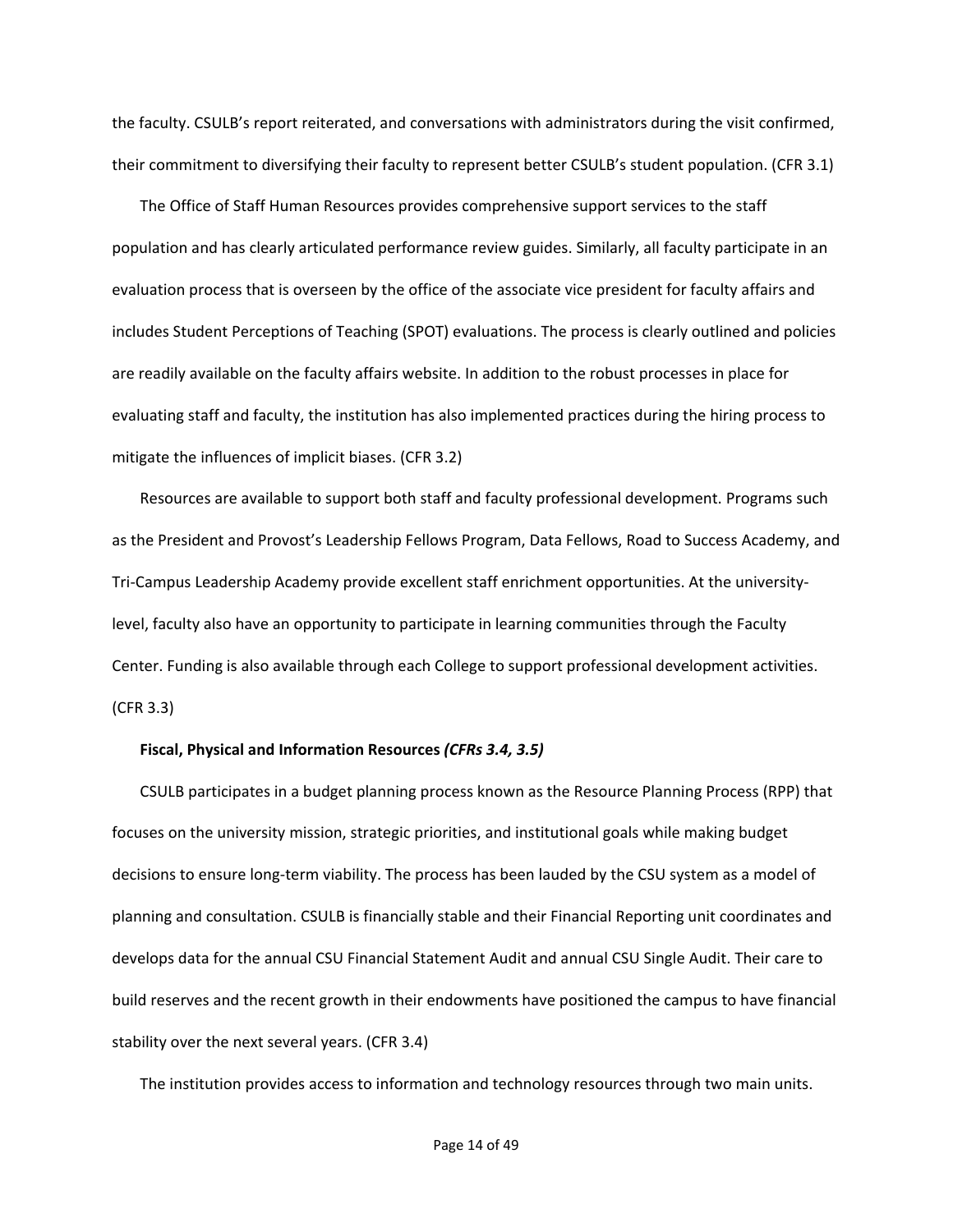the faculty. CSULB's report reiterated, and conversations with administrators during the visit confirmed, their commitment to diversifying their faculty to represent better CSULB's student population. (CFR 3.1)

The Office of Staff Human Resources provides comprehensive support services to the staff population and has clearly articulated performance review guides. Similarly, all faculty participate in an evaluation process that is overseen by the office of the associate vice president for faculty affairs and includes Student Perceptions of Teaching (SPOT) evaluations. The process is clearly outlined and policies are readily available on the faculty affairs website. In addition to the robust processes in place for evaluating staff and faculty, the institution has also implemented practices during the hiring process to mitigate the influences of implicit biases. (CFR 3.2)

Resources are available to support both staff and faculty professional development. Programs such as the President and Provost's Leadership Fellows Program, Data Fellows, Road to Success Academy, and Tri-Campus Leadership Academy provide excellent staff enrichment opportunities. At the university-level, faculty also have an opportunity to participate in learning communities through the Faculty Center. Funding is also available through each College to support professional development activities. (CFR 3.3)

**Fiscal, Physical and Information Resources *(CFRs 3.4, 3.5)***

CSULB participates in a budget planning process known as the Resource Planning Process (RPP) that focuses on the university mission, strategic priorities, and institutional goals while making budget decisions to ensure long-term viability. The process has been lauded by the CSU system as a model of planning and consultation. CSULB is financially stable and their Financial Reporting unit coordinates and develops data for the annual CSU Financial Statement Audit and annual CSU Single Audit. Their care to build reserves and the recent growth in their endowments have positioned the campus to have financial stability over the next several years. (CFR 3.4)

The institution provides access to information and technology resources through two main units.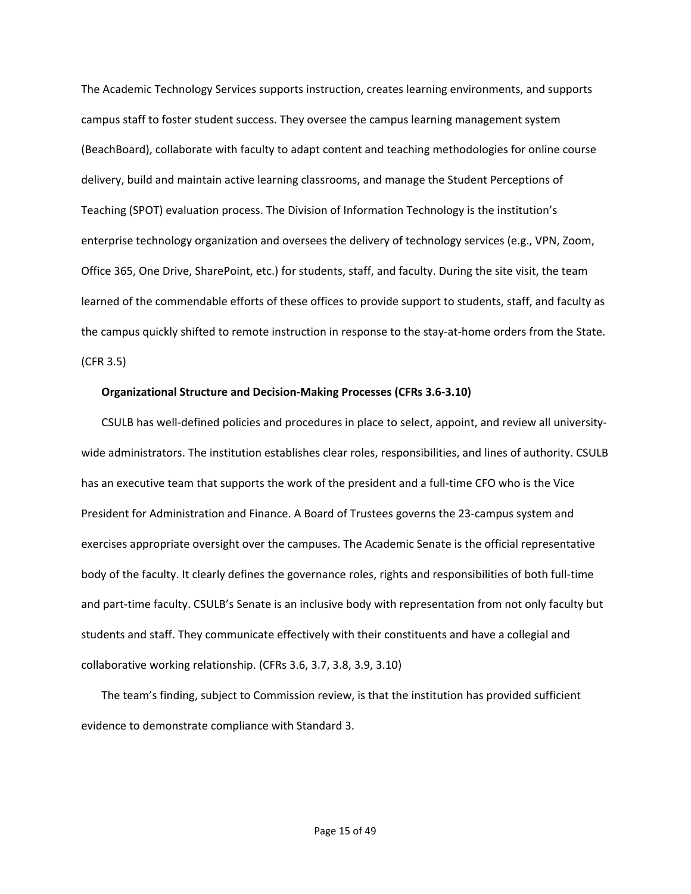The Academic Technology Services supports instruction, creates learning environments, and supports campus staff to foster student success. They oversee the campus learning management system (BeachBoard), collaborate with faculty to adapt content and teaching methodologies for online course delivery, build and maintain active learning classrooms, and manage the Student Perceptions of Teaching (SPOT) evaluation process. The Division of Information Technology is the institution's enterprise technology organization and oversees the delivery of technology services (e.g., VPN, Zoom, Office 365, One Drive, SharePoint, etc.) for students, staff, and faculty. During the site visit, the team learned of the commendable efforts of these offices to provide support to students, staff, and faculty as the campus quickly shifted to remote instruction in response to the stay-at-home orders from the State. (CFR 3.5)

**Organizational Structure and Decision-Making Processes (CFRs 3.6-3.10)**

CSULB has well-defined policies and procedures in place to select, appoint, and review all university-wide administrators. The institution establishes clear roles, responsibilities, and lines of authority. CSULB has an executive team that supports the work of the president and a full-time CFO who is the Vice President for Administration and Finance. A Board of Trustees governs the 23-campus system and exercises appropriate oversight over the campuses. The Academic Senate is the official representative body of the faculty. It clearly defines the governance roles, rights and responsibilities of both full-time and part-time faculty. CSULB's Senate is an inclusive body with representation from not only faculty but students and staff. They communicate effectively with their constituents and have a collegial and collaborative working relationship. (CFRs 3.6, 3.7, 3.8, 3.9, 3.10)

The team's finding, subject to Commission review, is that the institution has provided sufficient evidence to demonstrate compliance with Standard 3.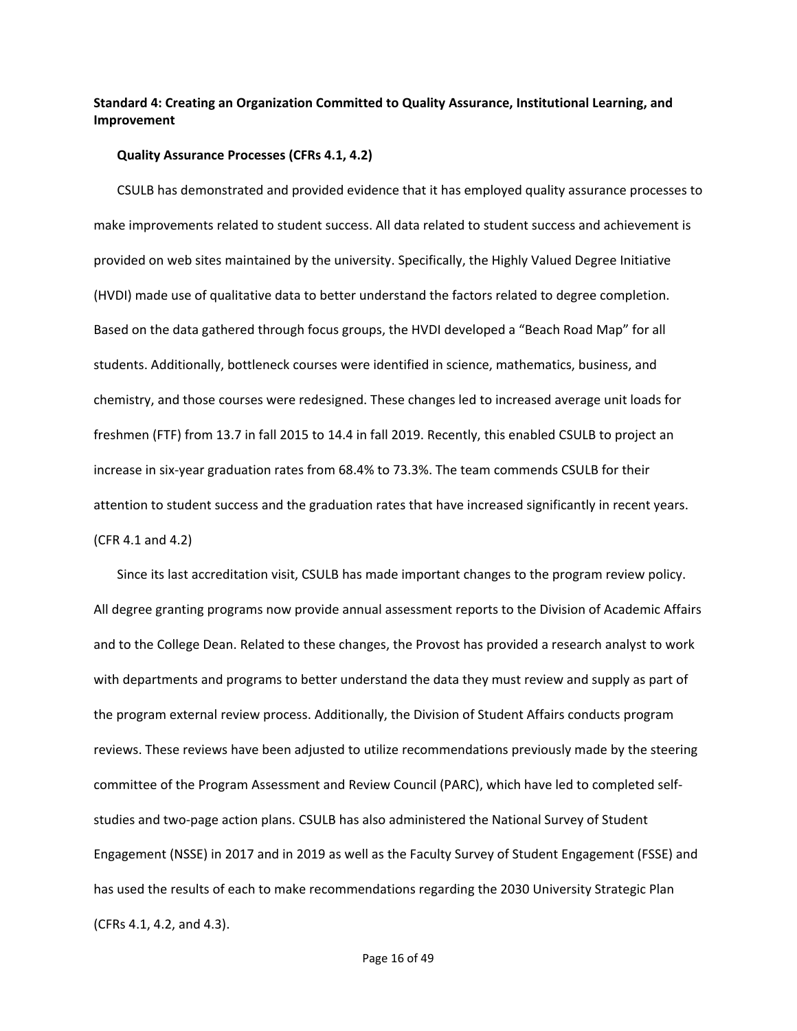**Standard 4: Creating an Organization Committed to Quality Assurance, Institutional Learning, and Improvement**

**Quality Assurance Processes (CFRs 4.1, 4.2)**

CSULB has demonstrated and provided evidence that it has employed quality assurance processes to make improvements related to student success. All data related to student success and achievement is provided on web sites maintained by the university. Specifically, the Highly Valued Degree Initiative (HVDI) made use of qualitative data to better understand the factors related to degree completion. Based on the data gathered through focus groups, the HVDI developed a "Beach Road Map" for all students. Additionally, bottleneck courses were identified in science, mathematics, business, and chemistry, and those courses were redesigned. These changes led to increased average unit loads for freshmen (FTF) from 13.7 in fall 2015 to 14.4 in fall 2019. Recently, this enabled CSULB to project an increase in six-year graduation rates from 68.4% to 73.3%. The team commends CSULB for their attention to student success and the graduation rates that have increased significantly in recent years. (CFR 4.1 and 4.2)

Since its last accreditation visit, CSULB has made important changes to the program review policy. All degree granting programs now provide annual assessment reports to the Division of Academic Affairs and to the College Dean. Related to these changes, the Provost has provided a research analyst to work with departments and programs to better understand the data they must review and supply as part of the program external review process. Additionally, the Division of Student Affairs conducts program reviews. These reviews have been adjusted to utilize recommendations previously made by the steering committee of the Program Assessment and Review Council (PARC), which have led to completed self-studies and two-page action plans. CSULB has also administered the National Survey of Student Engagement (NSSE) in 2017 and in 2019 as well as the Faculty Survey of Student Engagement (FSSE) and has used the results of each to make recommendations regarding the 2030 University Strategic Plan (CFRs 4.1, 4.2, and 4.3).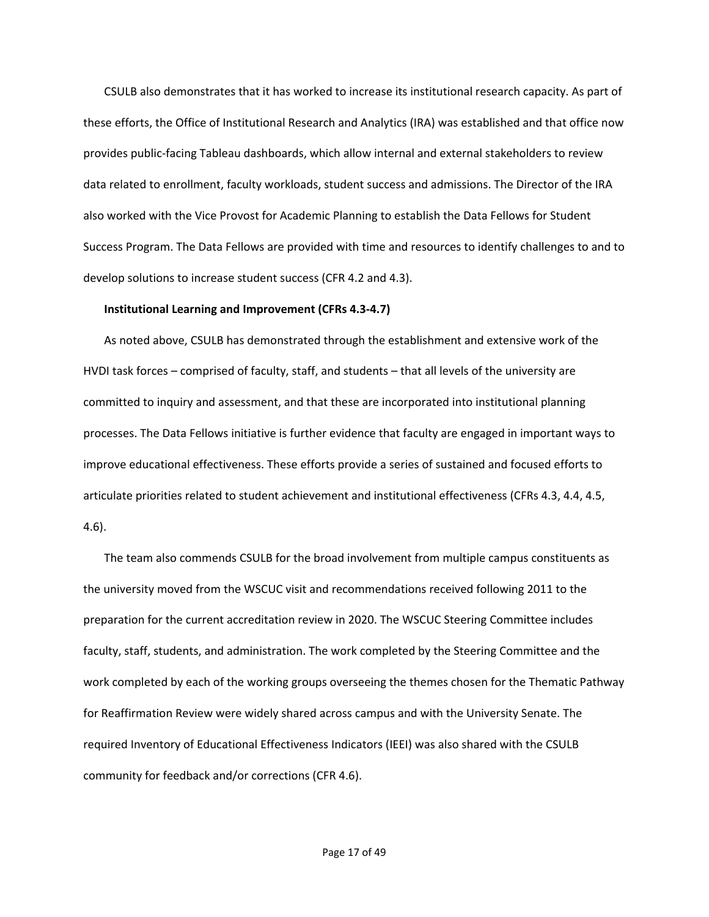CSULB also demonstrates that it has worked to increase its institutional research capacity. As part of these efforts, the Office of Institutional Research and Analytics (IRA) was established and that office now provides public-facing Tableau dashboards, which allow internal and external stakeholders to review data related to enrollment, faculty workloads, student success and admissions. The Director of the IRA also worked with the Vice Provost for Academic Planning to establish the Data Fellows for Student Success Program. The Data Fellows are provided with time and resources to identify challenges to and to develop solutions to increase student success (CFR 4.2 and 4.3).

**Institutional Learning and Improvement (CFRs 4.3-4.7)**

As noted above, CSULB has demonstrated through the establishment and extensive work of the HVDI task forces – comprised of faculty, staff, and students – that all levels of the university are committed to inquiry and assessment, and that these are incorporated into institutional planning processes. The Data Fellows initiative is further evidence that faculty are engaged in important ways to improve educational effectiveness. These efforts provide a series of sustained and focused efforts to articulate priorities related to student achievement and institutional effectiveness (CFRs 4.3, 4.4, 4.5, 4.6).

The team also commends CSULB for the broad involvement from multiple campus constituents as the university moved from the WSCUC visit and recommendations received following 2011 to the preparation for the current accreditation review in 2020. The WSCUC Steering Committee includes faculty, staff, students, and administration. The work completed by the Steering Committee and the work completed by each of the working groups overseeing the themes chosen for the Thematic Pathway for Reaffirmation Review were widely shared across campus and with the University Senate. The required Inventory of Educational Effectiveness Indicators (IEEI) was also shared with the CSULB community for feedback and/or corrections (CFR 4.6).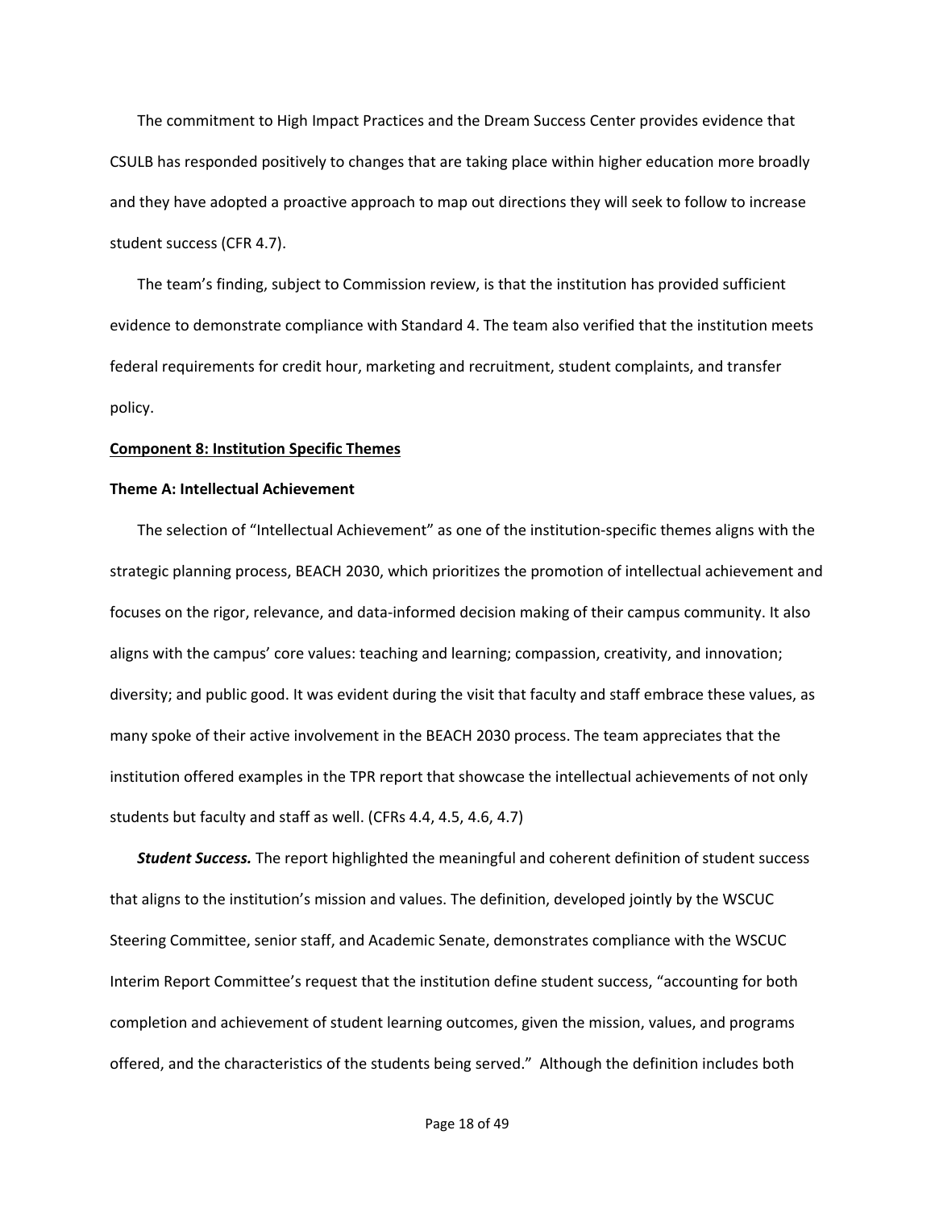The commitment to High Impact Practices and the Dream Success Center provides evidence that CSULB has responded positively to changes that are taking place within higher education more broadly and they have adopted a proactive approach to map out directions they will seek to follow to increase student success (CFR 4.7).

The team's finding, subject to Commission review, is that the institution has provided sufficient evidence to demonstrate compliance with Standard 4. The team also verified that the institution meets federal requirements for credit hour, marketing and recruitment, student complaints, and transfer policy.

## Component 8: Institution Specific Themes

### Theme A: Intellectual Achievement

The selection of "Intellectual Achievement" as one of the institution-specific themes aligns with the strategic planning process, BEACH 2030, which prioritizes the promotion of intellectual achievement and focuses on the rigor, relevance, and data-informed decision making of their campus community. It also aligns with the campus' core values: teaching and learning; compassion, creativity, and innovation; diversity; and public good. It was evident during the visit that faculty and staff embrace these values, as many spoke of their active involvement in the BEACH 2030 process. The team appreciates that the institution offered examples in the TPR report that showcase the intellectual achievements of not only students but faculty and staff as well. (CFRs 4.4, 4.5, 4.6, 4.7)

***Student Success.*** The report highlighted the meaningful and coherent definition of student success that aligns to the institution's mission and values. The definition, developed jointly by the WSCUC Steering Committee, senior staff, and Academic Senate, demonstrates compliance with the WSCUC Interim Report Committee's request that the institution define student success, "accounting for both completion and achievement of student learning outcomes, given the mission, values, and programs offered, and the characteristics of the students being served." Although the definition includes both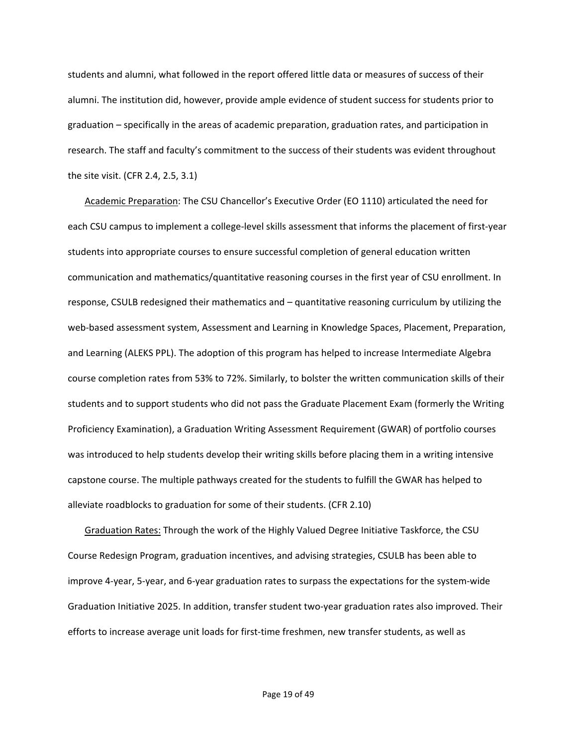students and alumni, what followed in the report offered little data or measures of success of their alumni. The institution did, however, provide ample evidence of student success for students prior to graduation – specifically in the areas of academic preparation, graduation rates, and participation in research. The staff and faculty's commitment to the success of their students was evident throughout the site visit. (CFR 2.4, 2.5, 3.1)

<u>Academic Preparation</u>: The CSU Chancellor's Executive Order (EO 1110) articulated the need for each CSU campus to implement a college-level skills assessment that informs the placement of first-year students into appropriate courses to ensure successful completion of general education written communication and mathematics/quantitative reasoning courses in the first year of CSU enrollment. In response, CSULB redesigned their mathematics and – quantitative reasoning curriculum by utilizing the web-based assessment system, Assessment and Learning in Knowledge Spaces, Placement, Preparation, and Learning (ALEKS PPL). The adoption of this program has helped to increase Intermediate Algebra course completion rates from 53% to 72%. Similarly, to bolster the written communication skills of their students and to support students who did not pass the Graduate Placement Exam (formerly the Writing Proficiency Examination), a Graduation Writing Assessment Requirement (GWAR) of portfolio courses was introduced to help students develop their writing skills before placing them in a writing intensive capstone course. The multiple pathways created for the students to fulfill the GWAR has helped to alleviate roadblocks to graduation for some of their students. (CFR 2.10)

<u>Graduation Rates:</u> Through the work of the Highly Valued Degree Initiative Taskforce, the CSU Course Redesign Program, graduation incentives, and advising strategies, CSULB has been able to improve 4-year, 5-year, and 6-year graduation rates to surpass the expectations for the system-wide Graduation Initiative 2025. In addition, transfer student two-year graduation rates also improved. Their efforts to increase average unit loads for first-time freshmen, new transfer students, as well as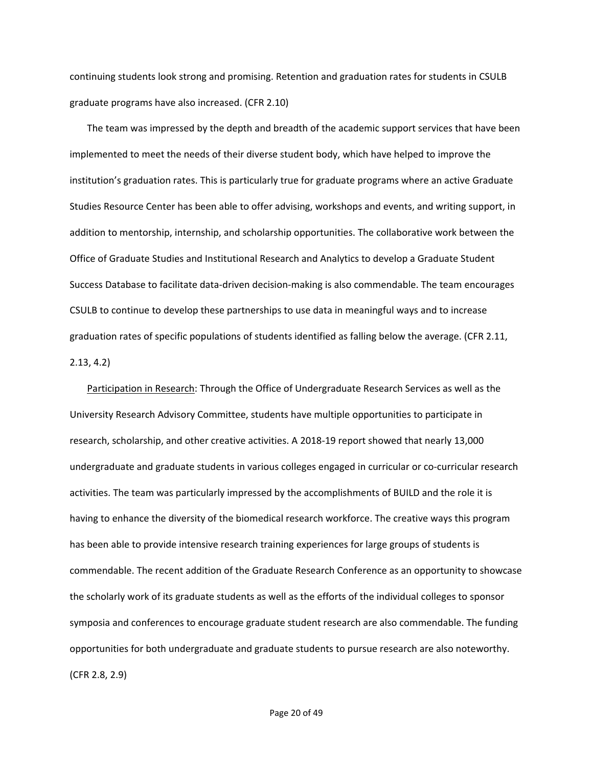continuing students look strong and promising. Retention and graduation rates for students in CSULB graduate programs have also increased. (CFR 2.10)

The team was impressed by the depth and breadth of the academic support services that have been implemented to meet the needs of their diverse student body, which have helped to improve the institution's graduation rates. This is particularly true for graduate programs where an active Graduate Studies Resource Center has been able to offer advising, workshops and events, and writing support, in addition to mentorship, internship, and scholarship opportunities. The collaborative work between the Office of Graduate Studies and Institutional Research and Analytics to develop a Graduate Student Success Database to facilitate data-driven decision-making is also commendable. The team encourages CSULB to continue to develop these partnerships to use data in meaningful ways and to increase graduation rates of specific populations of students identified as falling below the average. (CFR 2.11, 2.13, 4.2)

<u>Participation in Research</u>: Through the Office of Undergraduate Research Services as well as the University Research Advisory Committee, students have multiple opportunities to participate in research, scholarship, and other creative activities. A 2018-19 report showed that nearly 13,000 undergraduate and graduate students in various colleges engaged in curricular or co-curricular research activities. The team was particularly impressed by the accomplishments of BUILD and the role it is having to enhance the diversity of the biomedical research workforce. The creative ways this program has been able to provide intensive research training experiences for large groups of students is commendable. The recent addition of the Graduate Research Conference as an opportunity to showcase the scholarly work of its graduate students as well as the efforts of the individual colleges to sponsor symposia and conferences to encourage graduate student research are also commendable. The funding opportunities for both undergraduate and graduate students to pursue research are also noteworthy. (CFR 2.8, 2.9)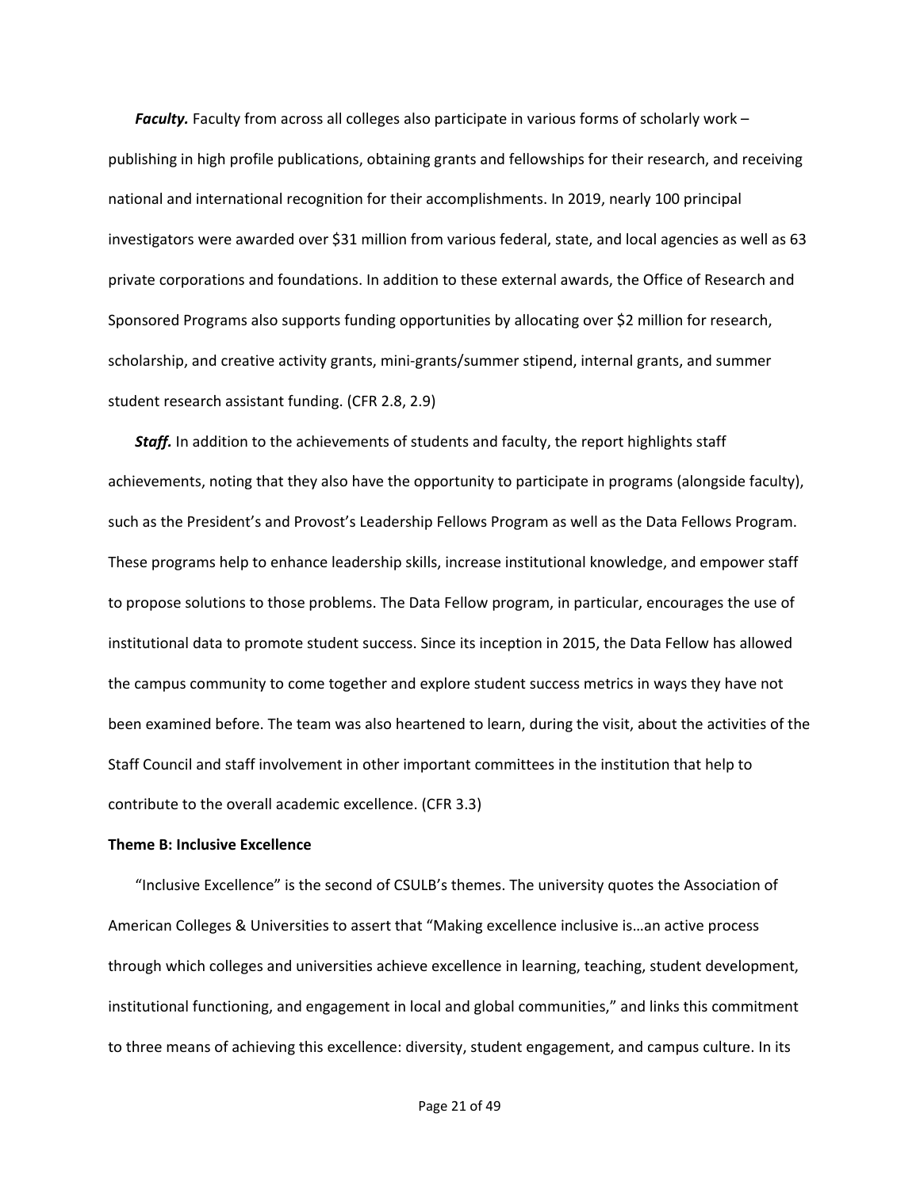***Faculty.*** Faculty from across all colleges also participate in various forms of scholarly work – publishing in high profile publications, obtaining grants and fellowships for their research, and receiving national and international recognition for their accomplishments. In 2019, nearly 100 principal investigators were awarded over $31 million from various federal, state, and local agencies as well as 63 private corporations and foundations. In addition to these external awards, the Office of Research and Sponsored Programs also supports funding opportunities by allocating over $2 million for research, scholarship, and creative activity grants, mini-grants/summer stipend, internal grants, and summer student research assistant funding. (CFR 2.8, 2.9)

***Staff.*** In addition to the achievements of students and faculty, the report highlights staff achievements, noting that they also have the opportunity to participate in programs (alongside faculty), such as the President's and Provost's Leadership Fellows Program as well as the Data Fellows Program. These programs help to enhance leadership skills, increase institutional knowledge, and empower staff to propose solutions to those problems. The Data Fellow program, in particular, encourages the use of institutional data to promote student success. Since its inception in 2015, the Data Fellow has allowed the campus community to come together and explore student success metrics in ways they have not been examined before. The team was also heartened to learn, during the visit, about the activities of the Staff Council and staff involvement in other important committees in the institution that help to contribute to the overall academic excellence. (CFR 3.3)

**Theme B: Inclusive Excellence**

"Inclusive Excellence" is the second of CSULB's themes. The university quotes the Association of American Colleges & Universities to assert that "Making excellence inclusive is…an active process through which colleges and universities achieve excellence in learning, teaching, student development, institutional functioning, and engagement in local and global communities," and links this commitment to three means of achieving this excellence: diversity, student engagement, and campus culture. In its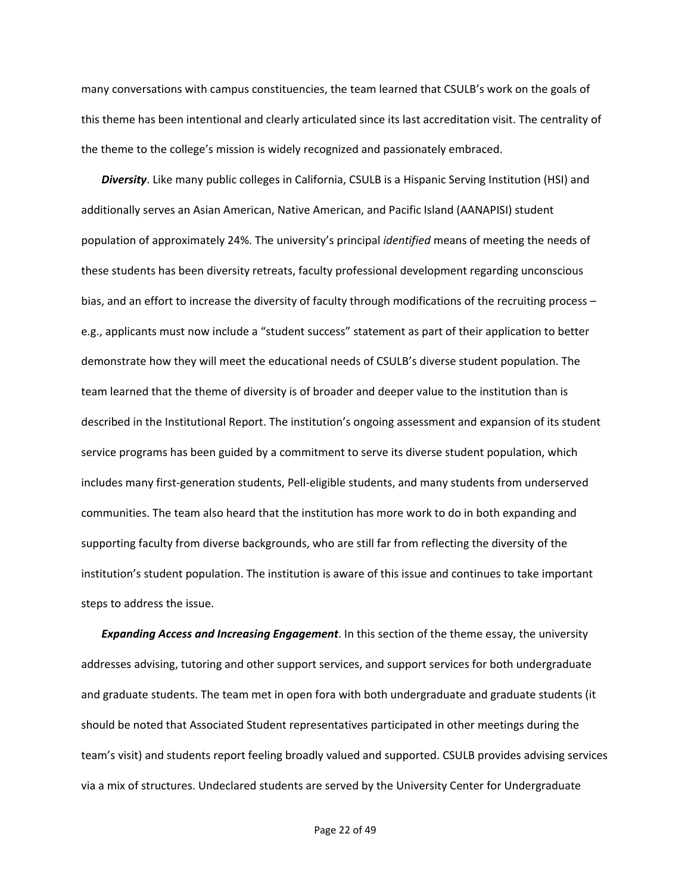many conversations with campus constituencies, the team learned that CSULB's work on the goals of this theme has been intentional and clearly articulated since its last accreditation visit. The centrality of the theme to the college's mission is widely recognized and passionately embraced.

***Diversity***. Like many public colleges in California, CSULB is a Hispanic Serving Institution (HSI) and additionally serves an Asian American, Native American, and Pacific Island (AANAPISI) student population of approximately 24%. The university's principal *identified* means of meeting the needs of these students has been diversity retreats, faculty professional development regarding unconscious bias, and an effort to increase the diversity of faculty through modifications of the recruiting process – e.g., applicants must now include a "student success" statement as part of their application to better demonstrate how they will meet the educational needs of CSULB's diverse student population. The team learned that the theme of diversity is of broader and deeper value to the institution than is described in the Institutional Report. The institution's ongoing assessment and expansion of its student service programs has been guided by a commitment to serve its diverse student population, which includes many first-generation students, Pell-eligible students, and many students from underserved communities. The team also heard that the institution has more work to do in both expanding and supporting faculty from diverse backgrounds, who are still far from reflecting the diversity of the institution's student population. The institution is aware of this issue and continues to take important steps to address the issue.

***Expanding Access and Increasing Engagement***. In this section of the theme essay, the university addresses advising, tutoring and other support services, and support services for both undergraduate and graduate students. The team met in open fora with both undergraduate and graduate students (it should be noted that Associated Student representatives participated in other meetings during the team's visit) and students report feeling broadly valued and supported. CSULB provides advising services via a mix of structures. Undeclared students are served by the University Center for Undergraduate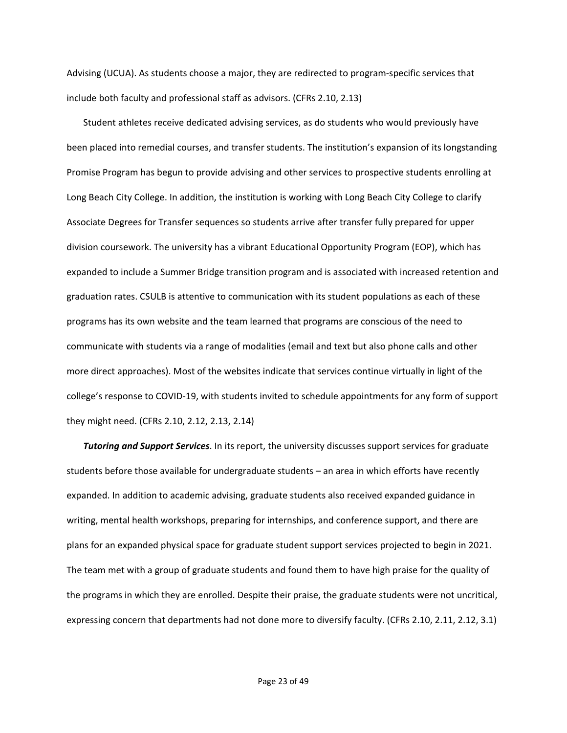Advising (UCUA). As students choose a major, they are redirected to program-specific services that include both faculty and professional staff as advisors. (CFRs 2.10, 2.13)

Student athletes receive dedicated advising services, as do students who would previously have been placed into remedial courses, and transfer students. The institution's expansion of its longstanding Promise Program has begun to provide advising and other services to prospective students enrolling at Long Beach City College. In addition, the institution is working with Long Beach City College to clarify Associate Degrees for Transfer sequences so students arrive after transfer fully prepared for upper division coursework. The university has a vibrant Educational Opportunity Program (EOP), which has expanded to include a Summer Bridge transition program and is associated with increased retention and graduation rates. CSULB is attentive to communication with its student populations as each of these programs has its own website and the team learned that programs are conscious of the need to communicate with students via a range of modalities (email and text but also phone calls and other more direct approaches). Most of the websites indicate that services continue virtually in light of the college's response to COVID-19, with students invited to schedule appointments for any form of support they might need. (CFRs 2.10, 2.12, 2.13, 2.14)

***Tutoring and Support Services***. In its report, the university discusses support services for graduate students before those available for undergraduate students – an area in which efforts have recently expanded. In addition to academic advising, graduate students also received expanded guidance in writing, mental health workshops, preparing for internships, and conference support, and there are plans for an expanded physical space for graduate student support services projected to begin in 2021. The team met with a group of graduate students and found them to have high praise for the quality of the programs in which they are enrolled. Despite their praise, the graduate students were not uncritical, expressing concern that departments had not done more to diversify faculty. (CFRs 2.10, 2.11, 2.12, 3.1)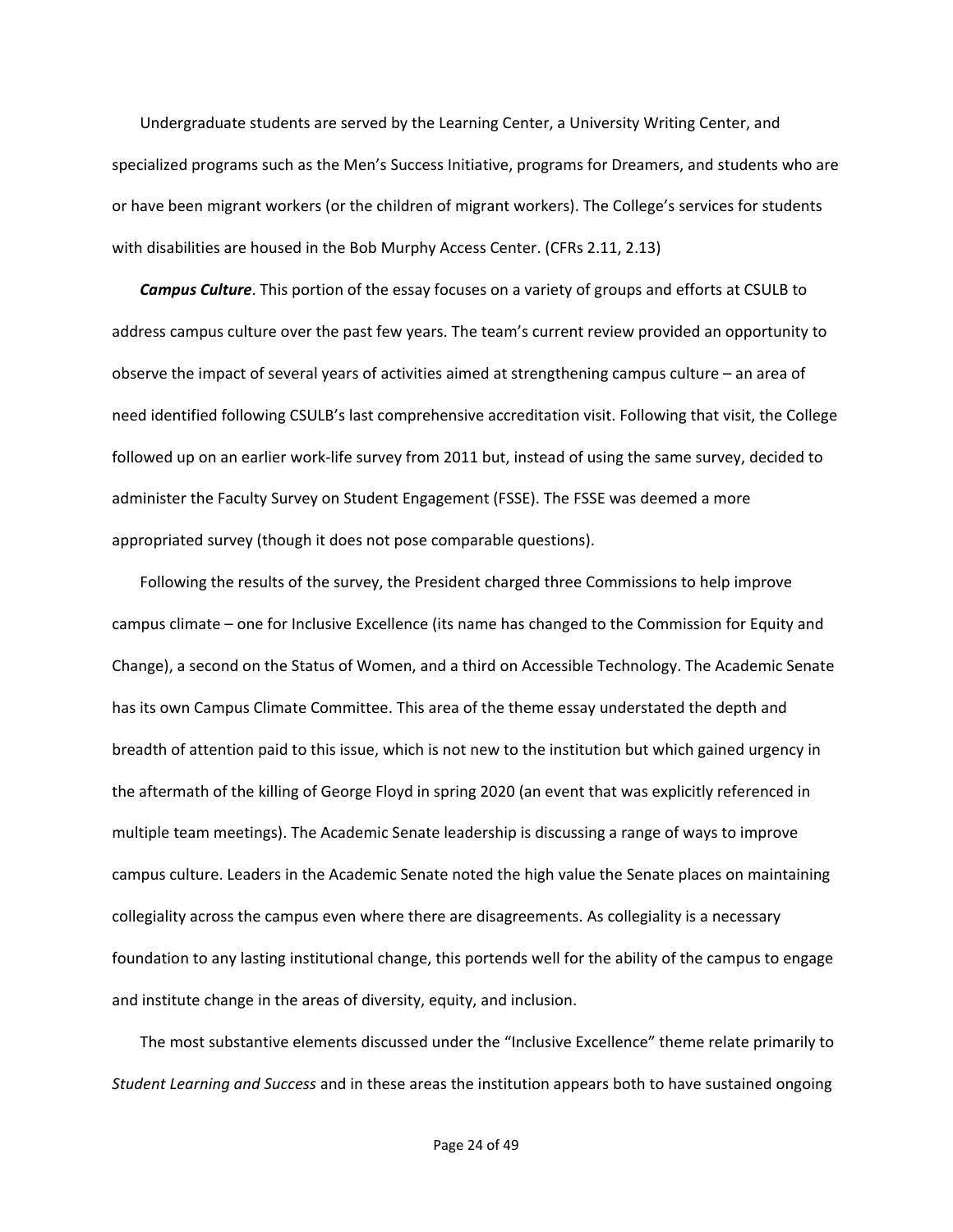Undergraduate students are served by the Learning Center, a University Writing Center, and specialized programs such as the Men's Success Initiative, programs for Dreamers, and students who are or have been migrant workers (or the children of migrant workers). The College's services for students with disabilities are housed in the Bob Murphy Access Center. (CFRs 2.11, 2.13)

***Campus Culture***. This portion of the essay focuses on a variety of groups and efforts at CSULB to address campus culture over the past few years. The team's current review provided an opportunity to observe the impact of several years of activities aimed at strengthening campus culture – an area of need identified following CSULB's last comprehensive accreditation visit. Following that visit, the College followed up on an earlier work-life survey from 2011 but, instead of using the same survey, decided to administer the Faculty Survey on Student Engagement (FSSE). The FSSE was deemed a more appropriated survey (though it does not pose comparable questions).

Following the results of the survey, the President charged three Commissions to help improve campus climate – one for Inclusive Excellence (its name has changed to the Commission for Equity and Change), a second on the Status of Women, and a third on Accessible Technology. The Academic Senate has its own Campus Climate Committee. This area of the theme essay understated the depth and breadth of attention paid to this issue, which is not new to the institution but which gained urgency in the aftermath of the killing of George Floyd in spring 2020 (an event that was explicitly referenced in multiple team meetings). The Academic Senate leadership is discussing a range of ways to improve campus culture. Leaders in the Academic Senate noted the high value the Senate places on maintaining collegiality across the campus even where there are disagreements. As collegiality is a necessary foundation to any lasting institutional change, this portends well for the ability of the campus to engage and institute change in the areas of diversity, equity, and inclusion.

The most substantive elements discussed under the "Inclusive Excellence" theme relate primarily to *Student Learning and Success* and in these areas the institution appears both to have sustained ongoing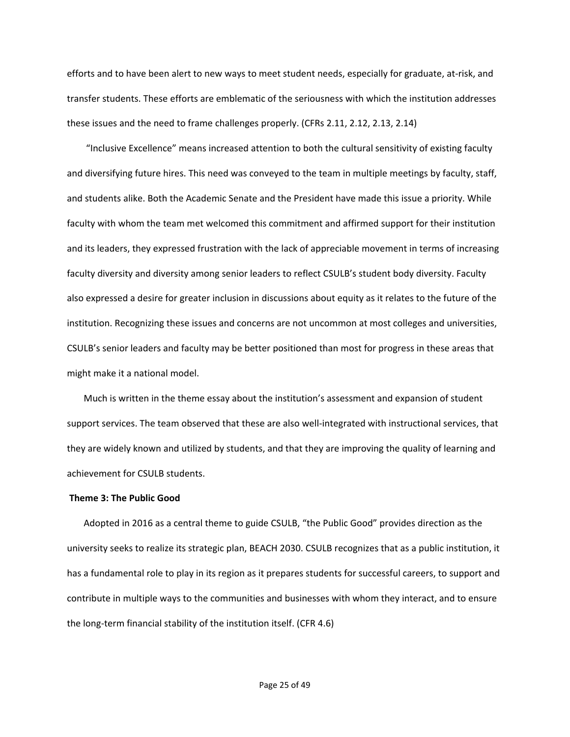efforts and to have been alert to new ways to meet student needs, especially for graduate, at-risk, and transfer students. These efforts are emblematic of the seriousness with which the institution addresses these issues and the need to frame challenges properly. (CFRs 2.11, 2.12, 2.13, 2.14)

"Inclusive Excellence" means increased attention to both the cultural sensitivity of existing faculty and diversifying future hires. This need was conveyed to the team in multiple meetings by faculty, staff, and students alike. Both the Academic Senate and the President have made this issue a priority. While faculty with whom the team met welcomed this commitment and affirmed support for their institution and its leaders, they expressed frustration with the lack of appreciable movement in terms of increasing faculty diversity and diversity among senior leaders to reflect CSULB's student body diversity. Faculty also expressed a desire for greater inclusion in discussions about equity as it relates to the future of the institution. Recognizing these issues and concerns are not uncommon at most colleges and universities, CSULB's senior leaders and faculty may be better positioned than most for progress in these areas that might make it a national model.

Much is written in the theme essay about the institution's assessment and expansion of student support services. The team observed that these are also well-integrated with instructional services, that they are widely known and utilized by students, and that they are improving the quality of learning and achievement for CSULB students.

**Theme 3: The Public Good**

Adopted in 2016 as a central theme to guide CSULB, "the Public Good" provides direction as the university seeks to realize its strategic plan, BEACH 2030. CSULB recognizes that as a public institution, it has a fundamental role to play in its region as it prepares students for successful careers, to support and contribute in multiple ways to the communities and businesses with whom they interact, and to ensure the long-term financial stability of the institution itself. (CFR 4.6)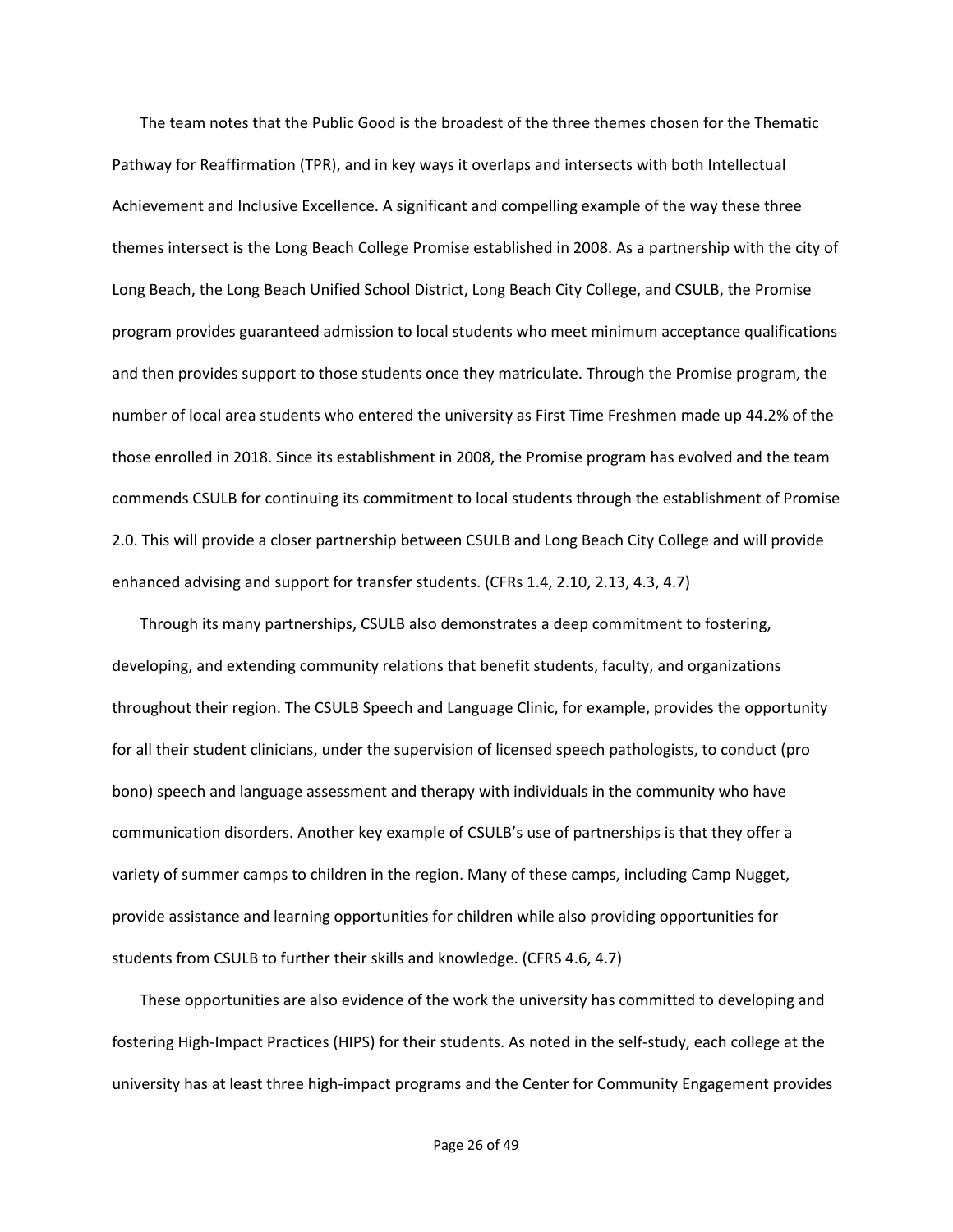The team notes that the Public Good is the broadest of the three themes chosen for the Thematic Pathway for Reaffirmation (TPR), and in key ways it overlaps and intersects with both Intellectual Achievement and Inclusive Excellence. A significant and compelling example of the way these three themes intersect is the Long Beach College Promise established in 2008. As a partnership with the city of Long Beach, the Long Beach Unified School District, Long Beach City College, and CSULB, the Promise program provides guaranteed admission to local students who meet minimum acceptance qualifications and then provides support to those students once they matriculate. Through the Promise program, the number of local area students who entered the university as First Time Freshmen made up 44.2% of the those enrolled in 2018. Since its establishment in 2008, the Promise program has evolved and the team commends CSULB for continuing its commitment to local students through the establishment of Promise 2.0. This will provide a closer partnership between CSULB and Long Beach City College and will provide enhanced advising and support for transfer students. (CFRs 1.4, 2.10, 2.13, 4.3, 4.7)

Through its many partnerships, CSULB also demonstrates a deep commitment to fostering, developing, and extending community relations that benefit students, faculty, and organizations throughout their region. The CSULB Speech and Language Clinic, for example, provides the opportunity for all their student clinicians, under the supervision of licensed speech pathologists, to conduct (pro bono) speech and language assessment and therapy with individuals in the community who have communication disorders. Another key example of CSULB's use of partnerships is that they offer a variety of summer camps to children in the region. Many of these camps, including Camp Nugget, provide assistance and learning opportunities for children while also providing opportunities for students from CSULB to further their skills and knowledge. (CFRS 4.6, 4.7)

These opportunities are also evidence of the work the university has committed to developing and fostering High-Impact Practices (HIPS) for their students. As noted in the self-study, each college at the university has at least three high-impact programs and the Center for Community Engagement provides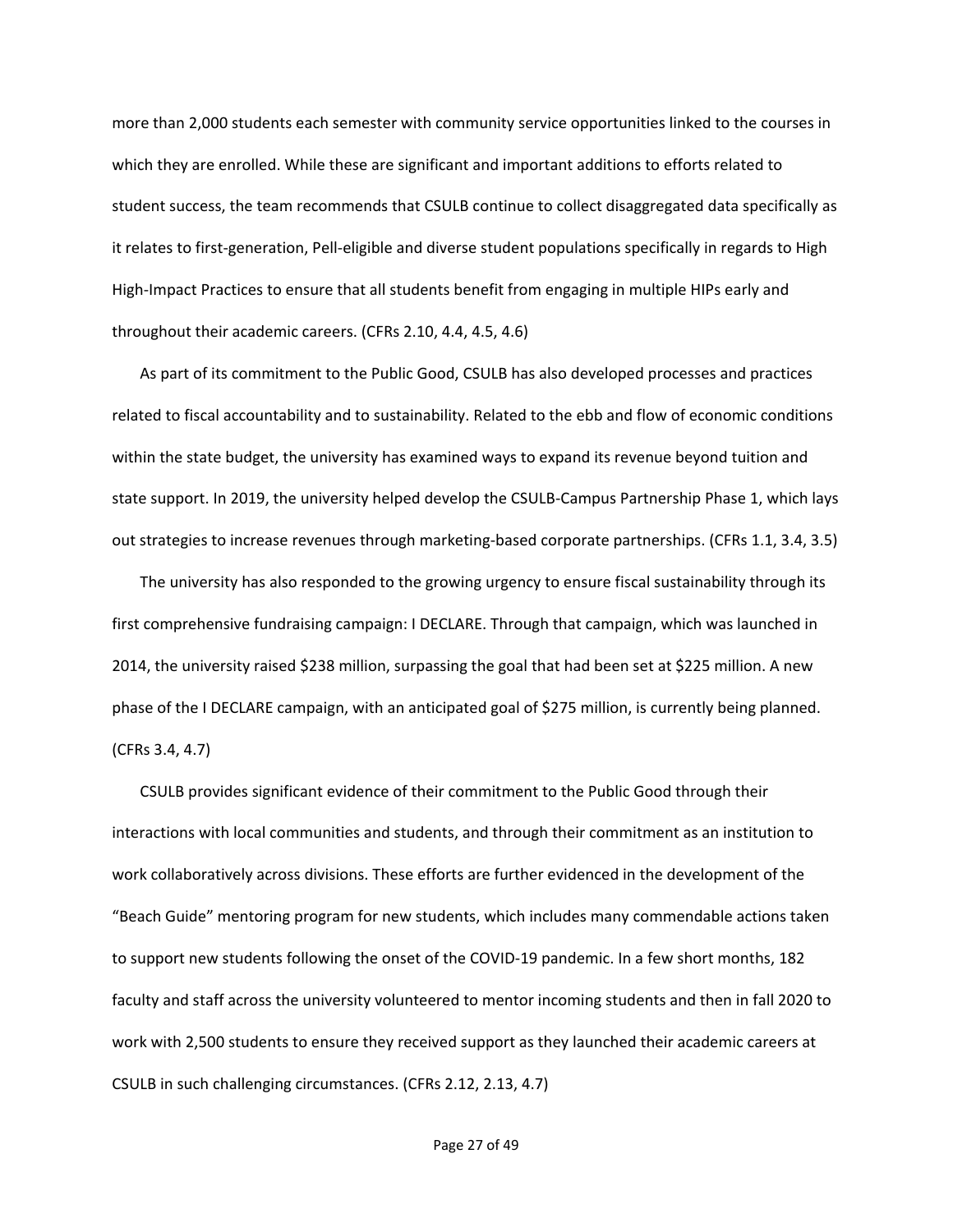more than 2,000 students each semester with community service opportunities linked to the courses in which they are enrolled. While these are significant and important additions to efforts related to student success, the team recommends that CSULB continue to collect disaggregated data specifically as it relates to first-generation, Pell-eligible and diverse student populations specifically in regards to High High-Impact Practices to ensure that all students benefit from engaging in multiple HIPs early and throughout their academic careers. (CFRs 2.10, 4.4, 4.5, 4.6)

As part of its commitment to the Public Good, CSULB has also developed processes and practices related to fiscal accountability and to sustainability. Related to the ebb and flow of economic conditions within the state budget, the university has examined ways to expand its revenue beyond tuition and state support. In 2019, the university helped develop the CSULB-Campus Partnership Phase 1, which lays out strategies to increase revenues through marketing-based corporate partnerships. (CFRs 1.1, 3.4, 3.5)

The university has also responded to the growing urgency to ensure fiscal sustainability through its first comprehensive fundraising campaign: I DECLARE. Through that campaign, which was launched in 2014, the university raised $238 million, surpassing the goal that had been set at $225 million. A new phase of the I DECLARE campaign, with an anticipated goal of $275 million, is currently being planned. (CFRs 3.4, 4.7)

CSULB provides significant evidence of their commitment to the Public Good through their interactions with local communities and students, and through their commitment as an institution to work collaboratively across divisions. These efforts are further evidenced in the development of the "Beach Guide" mentoring program for new students, which includes many commendable actions taken to support new students following the onset of the COVID-19 pandemic. In a few short months, 182 faculty and staff across the university volunteered to mentor incoming students and then in fall 2020 to work with 2,500 students to ensure they received support as they launched their academic careers at CSULB in such challenging circumstances. (CFRs 2.12, 2.13, 4.7)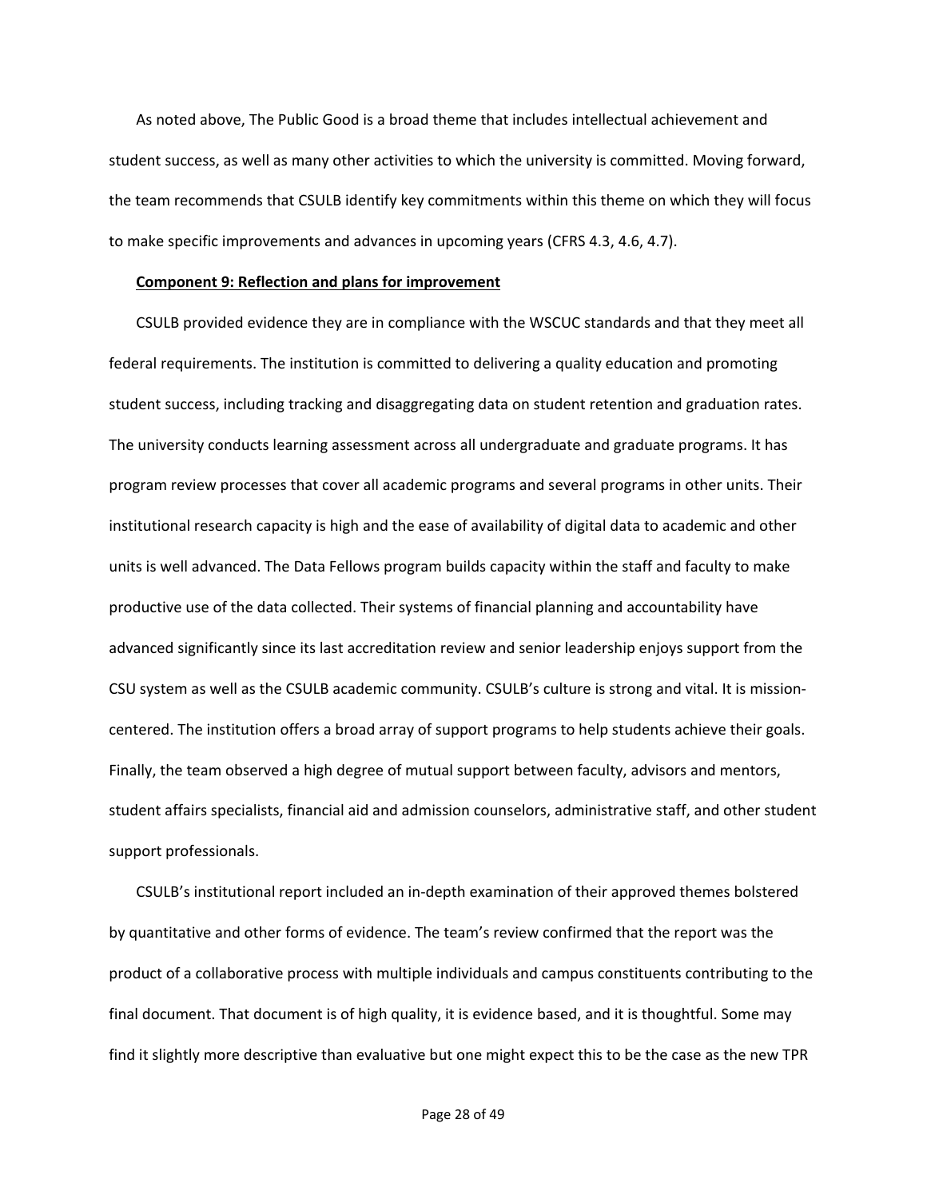As noted above, The Public Good is a broad theme that includes intellectual achievement and student success, as well as many other activities to which the university is committed. Moving forward, the team recommends that CSULB identify key commitments within this theme on which they will focus to make specific improvements and advances in upcoming years (CFRS 4.3, 4.6, 4.7).

**Component 9: Reflection and plans for improvement**

CSULB provided evidence they are in compliance with the WSCUC standards and that they meet all federal requirements. The institution is committed to delivering a quality education and promoting student success, including tracking and disaggregating data on student retention and graduation rates. The university conducts learning assessment across all undergraduate and graduate programs. It has program review processes that cover all academic programs and several programs in other units. Their institutional research capacity is high and the ease of availability of digital data to academic and other units is well advanced. The Data Fellows program builds capacity within the staff and faculty to make productive use of the data collected. Their systems of financial planning and accountability have advanced significantly since its last accreditation review and senior leadership enjoys support from the CSU system as well as the CSULB academic community. CSULB's culture is strong and vital. It is mission-centered. The institution offers a broad array of support programs to help students achieve their goals. Finally, the team observed a high degree of mutual support between faculty, advisors and mentors, student affairs specialists, financial aid and admission counselors, administrative staff, and other student support professionals.

CSULB's institutional report included an in-depth examination of their approved themes bolstered by quantitative and other forms of evidence. The team's review confirmed that the report was the product of a collaborative process with multiple individuals and campus constituents contributing to the final document. That document is of high quality, it is evidence based, and it is thoughtful. Some may find it slightly more descriptive than evaluative but one might expect this to be the case as the new TPR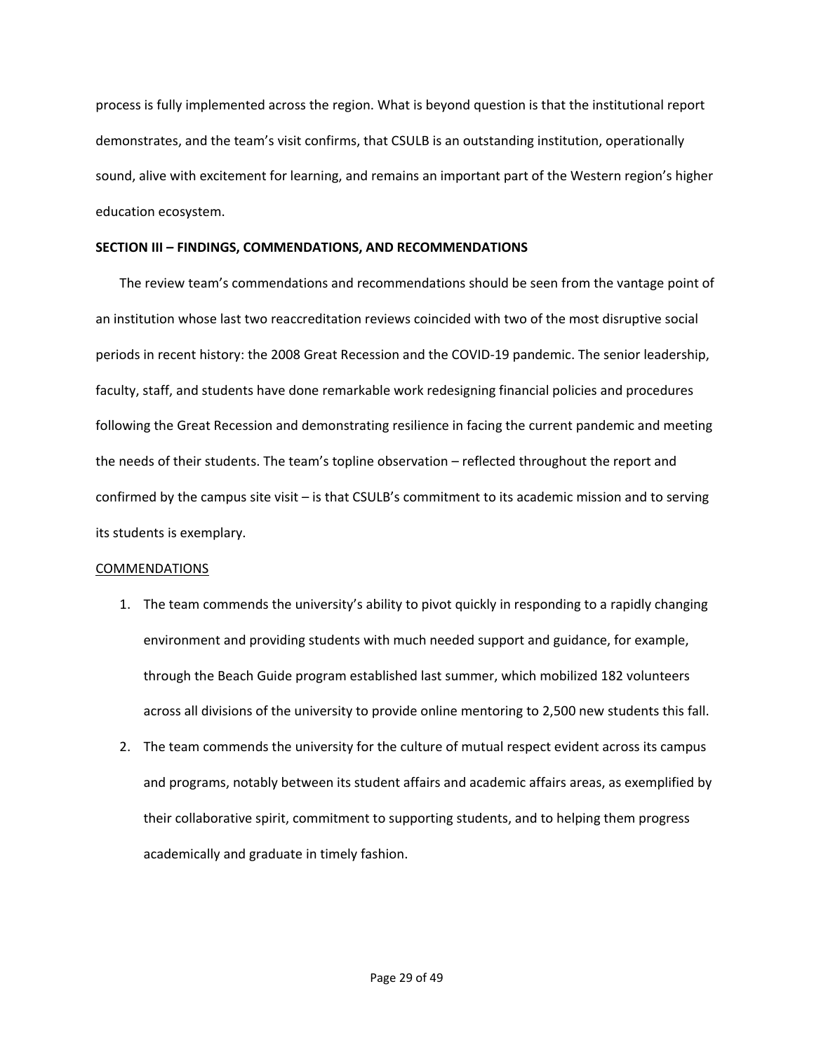process is fully implemented across the region. What is beyond question is that the institutional report demonstrates, and the team's visit confirms, that CSULB is an outstanding institution, operationally sound, alive with excitement for learning, and remains an important part of the Western region's higher education ecosystem.

**SECTION III – FINDINGS, COMMENDATIONS, AND RECOMMENDATIONS**

The review team's commendations and recommendations should be seen from the vantage point of an institution whose last two reaccreditation reviews coincided with two of the most disruptive social periods in recent history: the 2008 Great Recession and the COVID-19 pandemic. The senior leadership, faculty, staff, and students have done remarkable work redesigning financial policies and procedures following the Great Recession and demonstrating resilience in facing the current pandemic and meeting the needs of their students. The team's topline observation – reflected throughout the report and confirmed by the campus site visit – is that CSULB's commitment to its academic mission and to serving its students is exemplary.

<u>COMMENDATIONS</u>

1. The team commends the university's ability to pivot quickly in responding to a rapidly changing environment and providing students with much needed support and guidance, for example, through the Beach Guide program established last summer, which mobilized 182 volunteers across all divisions of the university to provide online mentoring to 2,500 new students this fall.
2. The team commends the university for the culture of mutual respect evident across its campus and programs, notably between its student affairs and academic affairs areas, as exemplified by their collaborative spirit, commitment to supporting students, and to helping them progress academically and graduate in timely fashion.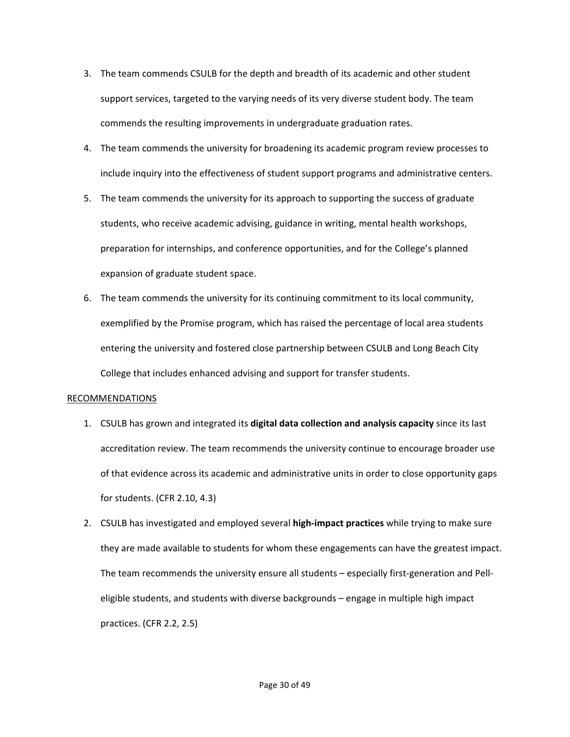3. The team commends CSULB for the depth and breadth of its academic and other student support services, targeted to the varying needs of its very diverse student body. The team commends the resulting improvements in undergraduate graduation rates.
4. The team commends the university for broadening its academic program review processes to include inquiry into the effectiveness of student support programs and administrative centers.
5. The team commends the university for its approach to supporting the success of graduate students, who receive academic advising, guidance in writing, mental health workshops, preparation for internships, and conference opportunities, and for the College's planned expansion of graduate student space.
6. The team commends the university for its continuing commitment to its local community, exemplified by the Promise program, which has raised the percentage of local area students entering the university and fostered close partnership between CSULB and Long Beach City College that includes enhanced advising and support for transfer students.

<u>RECOMMENDATIONS</u>

1. CSULB has grown and integrated its **digital data collection and analysis capacity** since its last accreditation review. The team recommends the university continue to encourage broader use of that evidence across its academic and administrative units in order to close opportunity gaps for students. (CFR 2.10, 4.3)
2. CSULB has investigated and employed several **high-impact practices** while trying to make sure they are made available to students for whom these engagements can have the greatest impact. The team recommends the university ensure all students – especially first-generation and Pell-eligible students, and students with diverse backgrounds – engage in multiple high impact practices. (CFR 2.2, 2.5)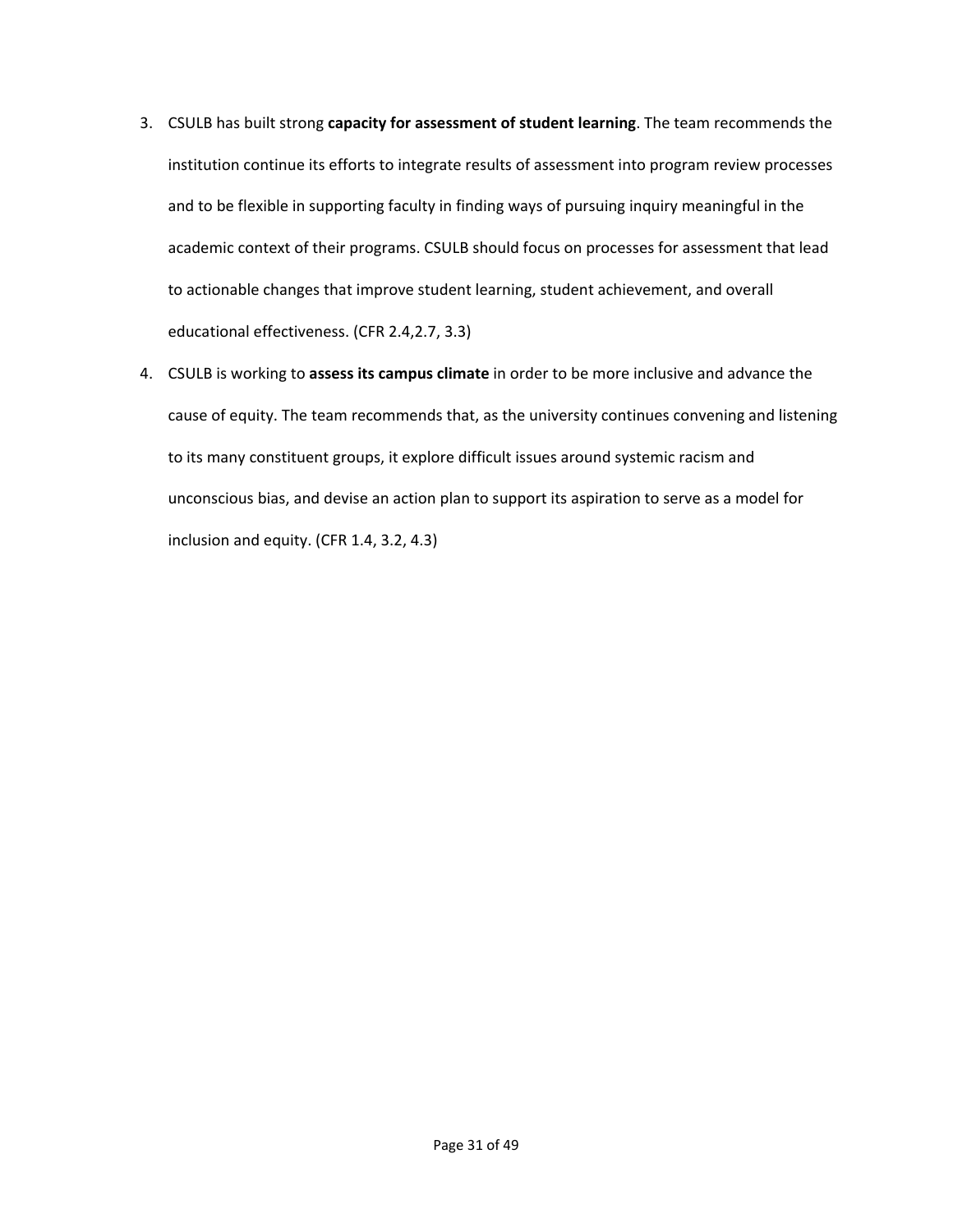3. CSULB has built strong **capacity for assessment of student learning**. The team recommends the institution continue its efforts to integrate results of assessment into program review processes and to be flexible in supporting faculty in finding ways of pursuing inquiry meaningful in the academic context of their programs. CSULB should focus on processes for assessment that lead to actionable changes that improve student learning, student achievement, and overall educational effectiveness. (CFR 2.4,2.7, 3.3)
4. CSULB is working to **assess its campus climate** in order to be more inclusive and advance the cause of equity. The team recommends that, as the university continues convening and listening to its many constituent groups, it explore difficult issues around systemic racism and unconscious bias, and devise an action plan to support its aspiration to serve as a model for inclusion and equity. (CFR 1.4, 3.2, 4.3)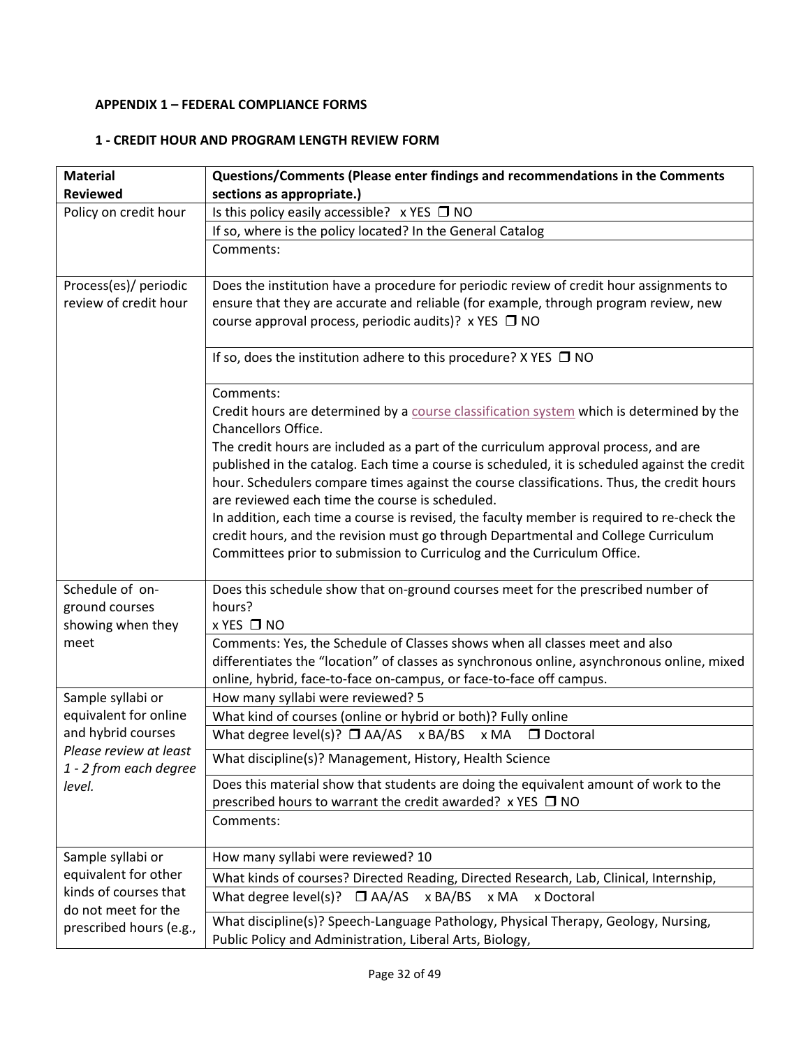**APPENDIX 1 – FEDERAL COMPLIANCE FORMS**

**1 - CREDIT HOUR AND PROGRAM LENGTH REVIEW FORM**

| **Material Reviewed** | **Questions/Comments (Please enter findings and recommendations in the Comments sections as appropriate.)** |
|---|---|
| Policy on credit hour | Is this policy easily accessible? x YES ❒ NO |
| | If so, where is the policy located? In the General Catalog |
| | Comments: |
| Process(es)/ periodic review of credit hour | Does the institution have a procedure for periodic review of credit hour assignments to ensure that they are accurate and reliable (for example, through program review, new course approval process, periodic audits)? x YES ❒ NO |
| | If so, does the institution adhere to this procedure? X YES ❒ NO |
| | Comments:<br>Credit hours are determined by a course classification system which is determined by the Chancellors Office.<br>The credit hours are included as a part of the curriculum approval process, and are published in the catalog. Each time a course is scheduled, it is scheduled against the credit hour. Schedulers compare times against the course classifications. Thus, the credit hours are reviewed each time the course is scheduled.<br>In addition, each time a course is revised, the faculty member is required to re-check the credit hours, and the revision must go through Departmental and College Curriculum Committees prior to submission to Curriculog and the Curriculum Office. |
| Schedule of on-ground courses showing when they meet | Does this schedule show that on-ground courses meet for the prescribed number of hours?<br>x YES ❒ NO |
| | Comments: Yes, the Schedule of Classes shows when all classes meet and also differentiates the "location" of classes as synchronous online, asynchronous online, mixed online, hybrid, face-to-face on-campus, or face-to-face off campus. |
| Sample syllabi or equivalent for online and hybrid courses<br>*Please review at least 1 - 2 from each degree level.* | How many syllabi were reviewed? 5 |
| | What kind of courses (online or hybrid or both)? Fully online |
| | What degree level(s)? ❒ AA/AS x BA/BS x MA ❒ Doctoral |
| | What discipline(s)? Management, History, Health Science |
| | Does this material show that students are doing the equivalent amount of work to the prescribed hours to warrant the credit awarded? x YES ❒ NO |
| | Comments: |
| Sample syllabi or equivalent for other kinds of courses that do not meet for the prescribed hours (e.g., | How many syllabi were reviewed? 10 |
| | What kinds of courses? Directed Reading, Directed Research, Lab, Clinical, Internship, |
| | What degree level(s)? ❒ AA/AS x BA/BS x MA x Doctoral |
| | What discipline(s)? Speech-Language Pathology, Physical Therapy, Geology, Nursing, Public Policy and Administration, Liberal Arts, Biology, |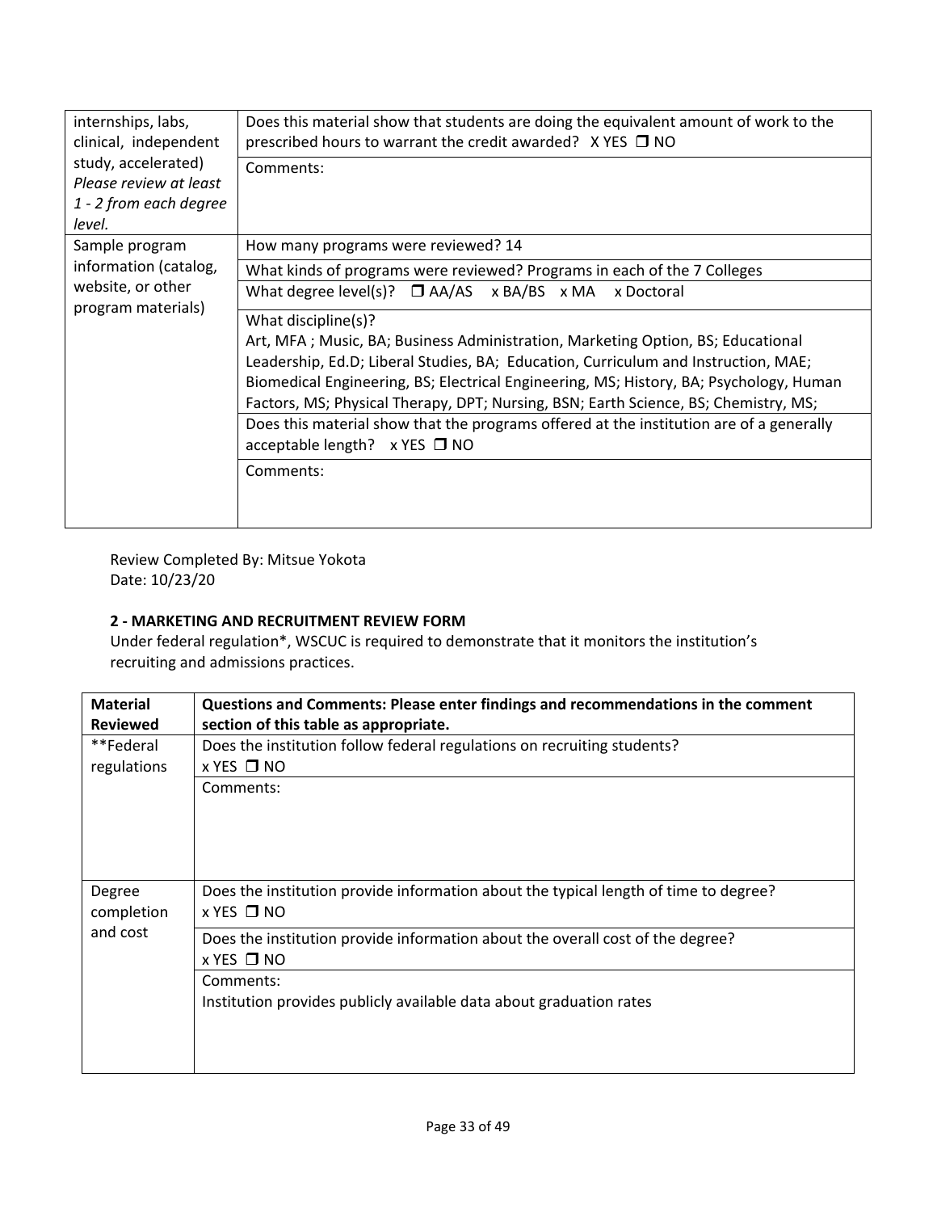| | |
|---|---|
| internships, labs, clinical, independent study, accelerated) *Please review at least 1 - 2 from each degree level.* | Does this material show that students are doing the equivalent amount of work to the prescribed hours to warrant the credit awarded? X YES ❒ NO |
| | Comments: |
| Sample program information (catalog, website, or other program materials) | How many programs were reviewed? 14 |
| | What kinds of programs were reviewed? Programs in each of the 7 Colleges |
| | What degree level(s)? ❒ AA/AS x BA/BS x MA x Doctoral |
| | What discipline(s)? Art, MFA ; Music, BA; Business Administration, Marketing Option, BS; Educational Leadership, Ed.D; Liberal Studies, BA; Education, Curriculum and Instruction, MAE; Biomedical Engineering, BS; Electrical Engineering, MS; History, BA; Psychology, Human Factors, MS; Physical Therapy, DPT; Nursing, BSN; Earth Science, BS; Chemistry, MS; |
| | Does this material show that the programs offered at the institution are of a generally acceptable length? x YES ❒ NO |
| | Comments: |

Review Completed By: Mitsue Yokota
Date: 10/23/20

**2 - MARKETING AND RECRUITMENT REVIEW FORM**

Under federal regulation*, WSCUC is required to demonstrate that it monitors the institution's recruiting and admissions practices.

| **Material Reviewed** | **Questions and Comments: Please enter findings and recommendations in the comment section of this table as appropriate.** |
|---|---|
| **Federal regulations | Does the institution follow federal regulations on recruiting students? x YES ❒ NO |
| | Comments: |
| Degree completion and cost | Does the institution provide information about the typical length of time to degree? x YES ❒ NO |
| | Does the institution provide information about the overall cost of the degree? x YES ❒ NO |
| | Comments: Institution provides publicly available data about graduation rates |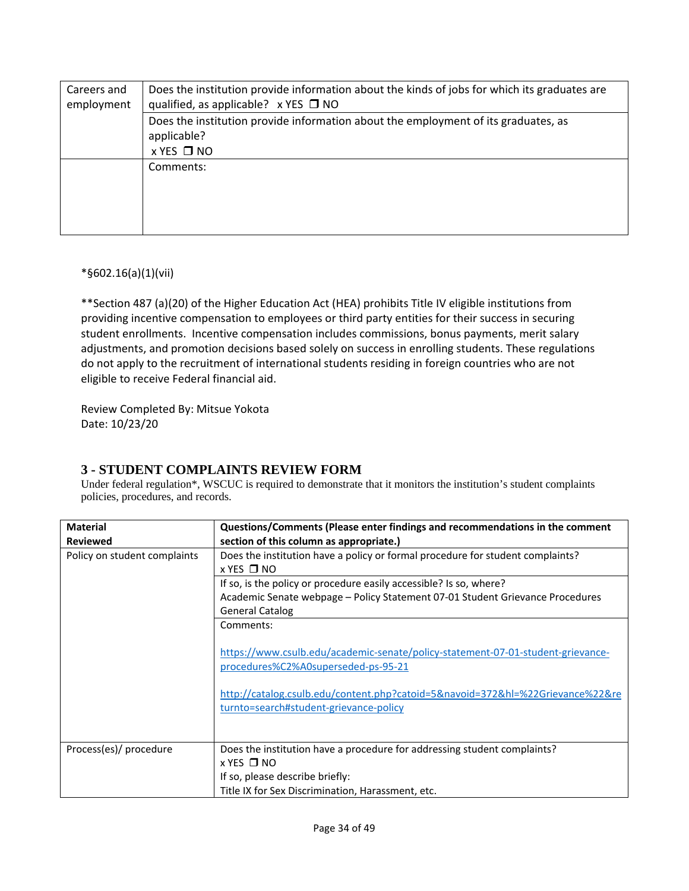| | |
|---|---|
| Careers and employment | Does the institution provide information about the kinds of jobs for which its graduates are qualified, as applicable? x YES ❒ NO |
| | Does the institution provide information about the employment of its graduates, as applicable?<br>x YES ❒ NO |
| | Comments: |

*§602.16(a)(1)(vii)

**Section 487 (a)(20) of the Higher Education Act (HEA) prohibits Title IV eligible institutions from providing incentive compensation to employees or third party entities for their success in securing student enrollments. Incentive compensation includes commissions, bonus payments, merit salary adjustments, and promotion decisions based solely on success in enrolling students. These regulations do not apply to the recruitment of international students residing in foreign countries who are not eligible to receive Federal financial aid.

Review Completed By: Mitsue Yokota
Date: 10/23/20

## 3 - STUDENT COMPLAINTS REVIEW FORM

Under federal regulation*, WSCUC is required to demonstrate that it monitors the institution's student complaints policies, procedures, and records.

| Material Reviewed | Questions/Comments (Please enter findings and recommendations in the comment section of this column as appropriate.) |
|---|---|
| Policy on student complaints | Does the institution have a policy or formal procedure for student complaints?<br>x YES ❒ NO |
| | If so, is the policy or procedure easily accessible? Is so, where?<br>Academic Senate webpage – Policy Statement 07-01 Student Grievance Procedures<br>General Catalog |
| | Comments:<br><br>https://www.csulb.edu/academic-senate/policy-statement-07-01-student-grievance-procedures%C2%A0superseded-ps-95-21<br><br>http://catalog.csulb.edu/content.php?catoid=5&navoid=372&hl=%22Grievance%22&returnto=search#student-grievance-policy |
| Process(es)/ procedure | Does the institution have a procedure for addressing student complaints?<br>x YES ❒ NO<br>If so, please describe briefly:<br>Title IX for Sex Discrimination, Harassment, etc. |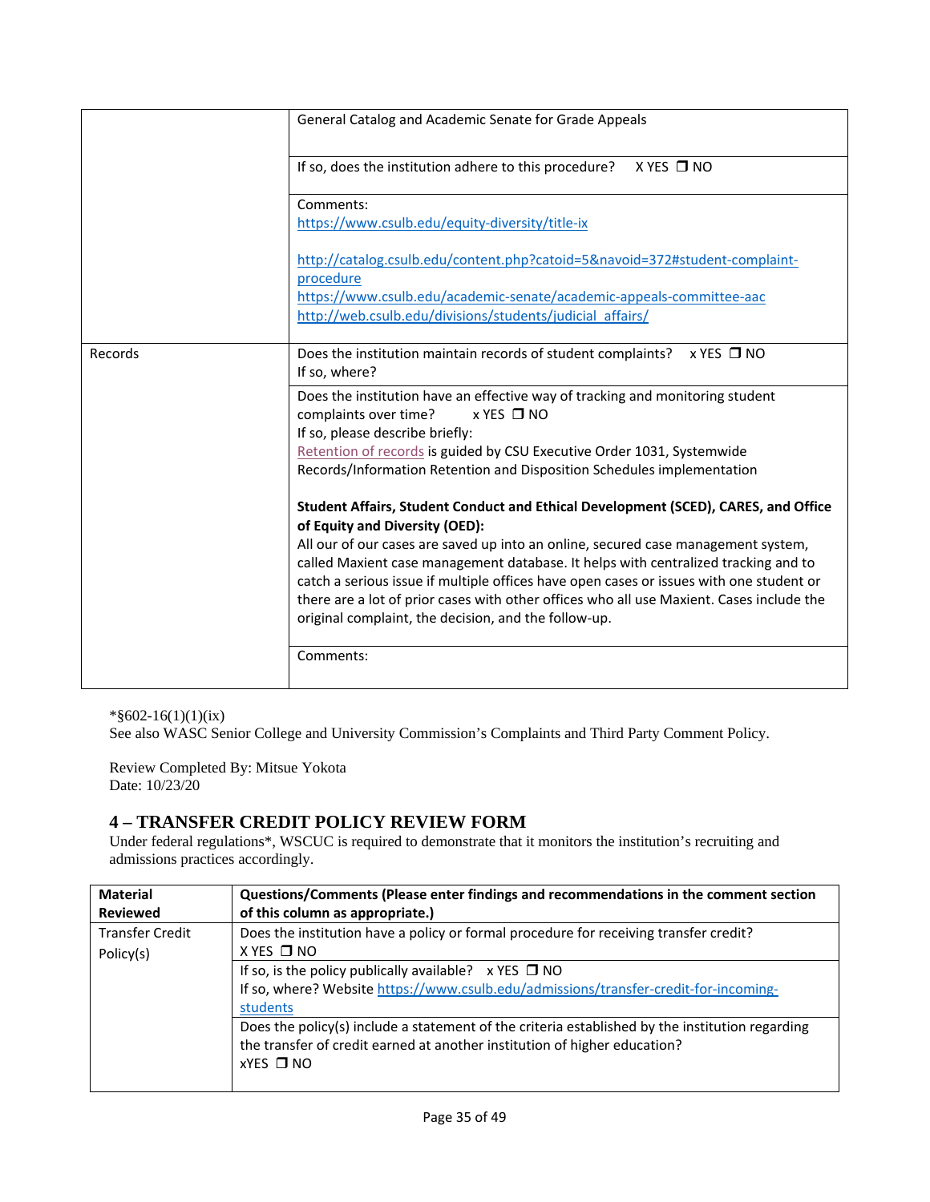| | |
|---|---|
| | General Catalog and Academic Senate for Grade Appeals |
| | If so, does the institution adhere to this procedure? X YES ❒ NO |
| | Comments: https://www.csulb.edu/equity-diversity/title-ix<br><br>http://catalog.csulb.edu/content.php?catoid=5&navoid=372#student-complaint-procedure<br>https://www.csulb.edu/academic-senate/academic-appeals-committee-aac<br>http://web.csulb.edu/divisions/students/judicial_affairs/ |
| Records | Does the institution maintain records of student complaints? x YES ❒ NO<br>If so, where? |
| | Does the institution have an effective way of tracking and monitoring student complaints over time? x YES ❒ NO<br>If so, please describe briefly:<br>Retention of records is guided by CSU Executive Order 1031, Systemwide Records/Information Retention and Disposition Schedules implementation<br><br>**Student Affairs, Student Conduct and Ethical Development (SCED), CARES, and Office of Equity and Diversity (OED):**<br>All our of our cases are saved up into an online, secured case management system, called Maxient case management database. It helps with centralized tracking and to catch a serious issue if multiple offices have open cases or issues with one student or there are a lot of prior cases with other offices who all use Maxient. Cases include the original complaint, the decision, and the follow-up. |
| | Comments: |

*§602-16(1)(1)(ix)
See also WASC Senior College and University Commission's Complaints and Third Party Comment Policy.

Review Completed By: Mitsue Yokota
Date: 10/23/20

## 4 – TRANSFER CREDIT POLICY REVIEW FORM

Under federal regulations*, WSCUC is required to demonstrate that it monitors the institution's recruiting and admissions practices accordingly.

| **Material Reviewed** | **Questions/Comments (Please enter findings and recommendations in the comment section of this column as appropriate.)** |
|---|---|
| Transfer Credit Policy(s) | Does the institution have a policy or formal procedure for receiving transfer credit?<br>X YES ❒ NO |
| | If so, is the policy publically available? x YES ❒ NO<br>If so, where? Website https://www.csulb.edu/admissions/transfer-credit-for-incoming-students |
| | Does the policy(s) include a statement of the criteria established by the institution regarding the transfer of credit earned at another institution of higher education?<br>xYES ❒ NO |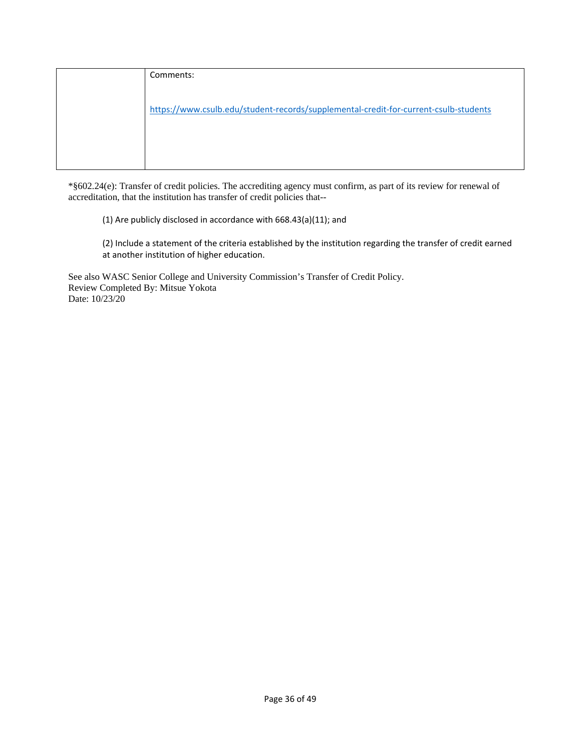|  | Comments:<br><br>https://www.csulb.edu/student-records/supplemental-credit-for-current-csulb-students |
|---|---|

*§602.24(e): Transfer of credit policies. The accrediting agency must confirm, as part of its review for renewal of accreditation, that the institution has transfer of credit policies that--

> (1) Are publicly disclosed in accordance with 668.43(a)(11); and
>
> (2) Include a statement of the criteria established by the institution regarding the transfer of credit earned at another institution of higher education.

See also WASC Senior College and University Commission's Transfer of Credit Policy.
Review Completed By: Mitsue Yokota
Date: 10/23/20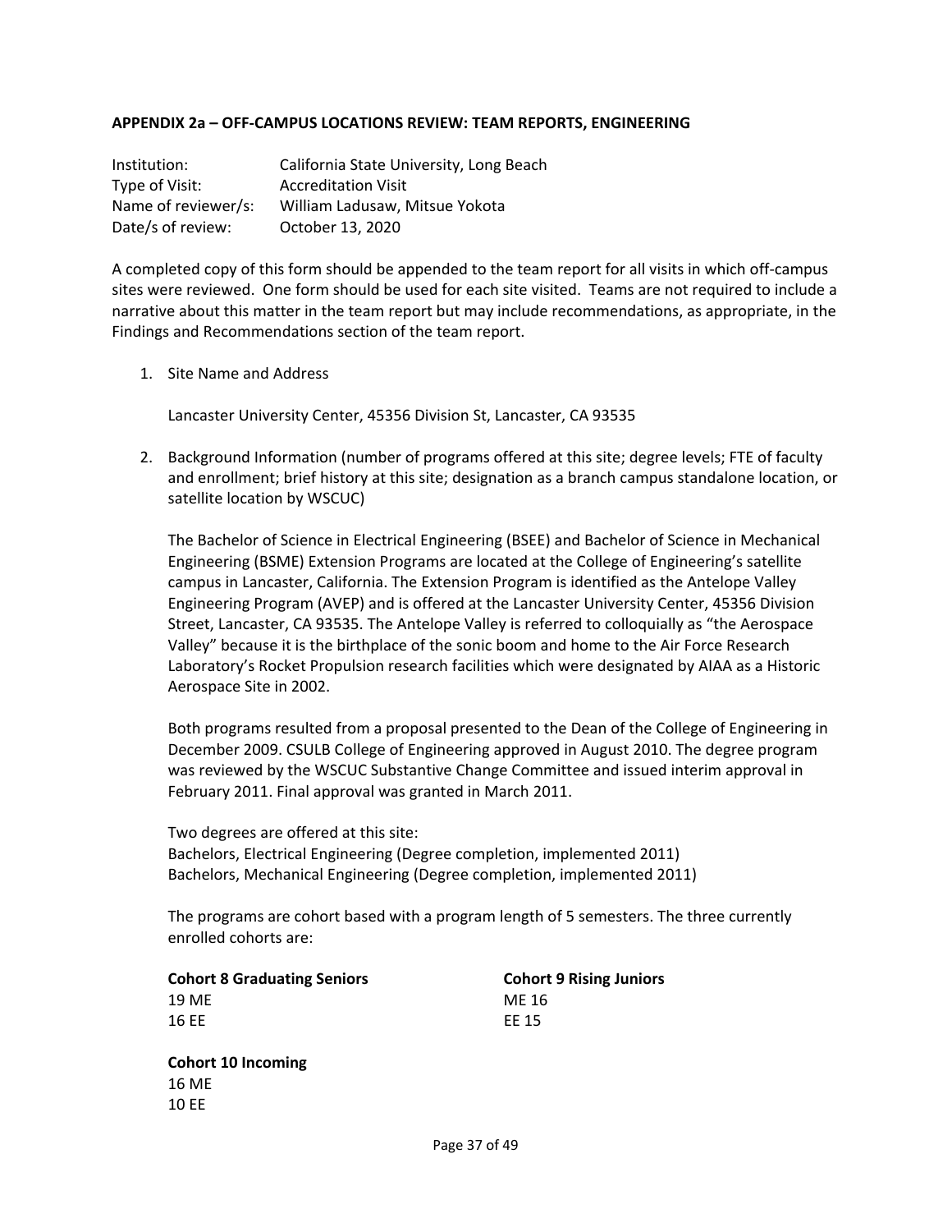**APPENDIX 2a – OFF-CAMPUS LOCATIONS REVIEW: TEAM REPORTS, ENGINEERING**

| | |
|---|---|
| Institution: | California State University, Long Beach |
| Type of Visit: | Accreditation Visit |
| Name of reviewer/s: | William Ladusaw, Mitsue Yokota |
| Date/s of review: | October 13, 2020 |

A completed copy of this form should be appended to the team report for all visits in which off-campus sites were reviewed. One form should be used for each site visited. Teams are not required to include a narrative about this matter in the team report but may include recommendations, as appropriate, in the Findings and Recommendations section of the team report.

1. Site Name and Address

   Lancaster University Center, 45356 Division St, Lancaster, CA 93535

2. Background Information (number of programs offered at this site; degree levels; FTE of faculty and enrollment; brief history at this site; designation as a branch campus standalone location, or satellite location by WSCUC)

   The Bachelor of Science in Electrical Engineering (BSEE) and Bachelor of Science in Mechanical Engineering (BSME) Extension Programs are located at the College of Engineering's satellite campus in Lancaster, California. The Extension Program is identified as the Antelope Valley Engineering Program (AVEP) and is offered at the Lancaster University Center, 45356 Division Street, Lancaster, CA 93535. The Antelope Valley is referred to colloquially as "the Aerospace Valley" because it is the birthplace of the sonic boom and home to the Air Force Research Laboratory's Rocket Propulsion research facilities which were designated by AIAA as a Historic Aerospace Site in 2002.

   Both programs resulted from a proposal presented to the Dean of the College of Engineering in December 2009. CSULB College of Engineering approved in August 2010. The degree program was reviewed by the WSCUC Substantive Change Committee and issued interim approval in February 2011. Final approval was granted in March 2011.

   Two degrees are offered at this site:
   Bachelors, Electrical Engineering (Degree completion, implemented 2011)
   Bachelors, Mechanical Engineering (Degree completion, implemented 2011)

   The programs are cohort based with a program length of 5 semesters. The three currently enrolled cohorts are:

   **Cohort 8 Graduating Seniors**
   19 ME
   16 EE

   **Cohort 9 Rising Juniors**
   ME 16
   EE 15

   **Cohort 10 Incoming**
   16 ME
   10 EE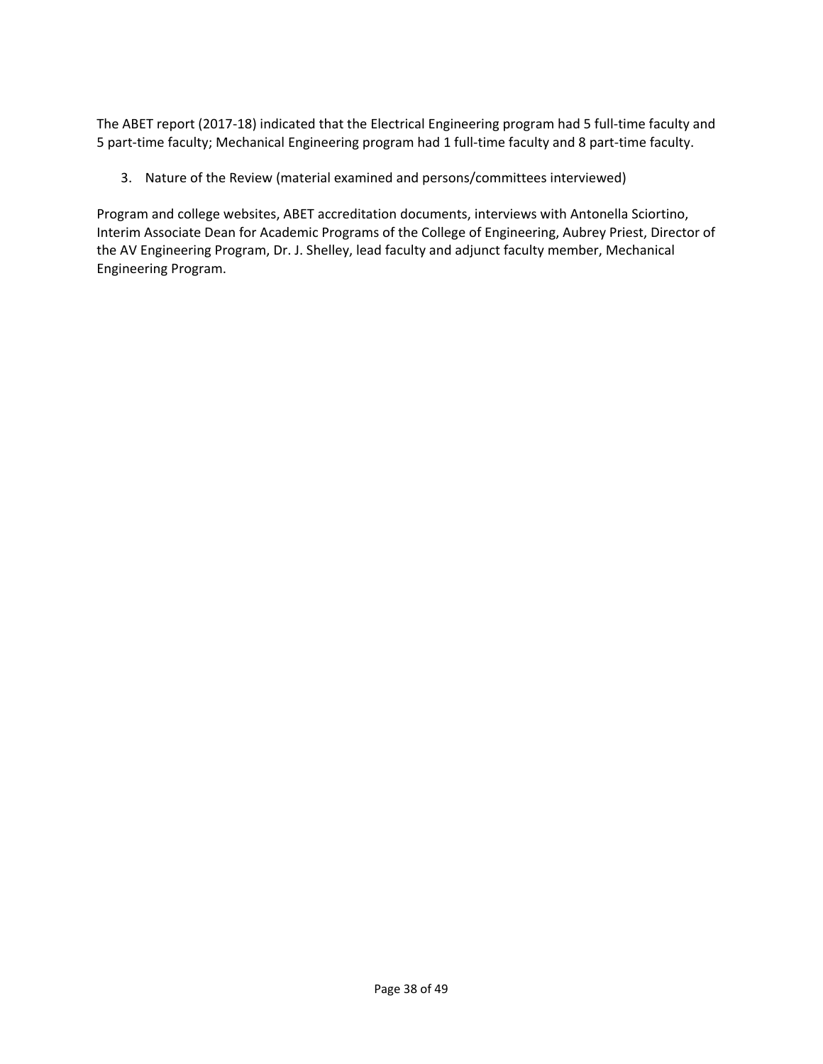The ABET report (2017-18) indicated that the Electrical Engineering program had 5 full-time faculty and 5 part-time faculty; Mechanical Engineering program had 1 full-time faculty and 8 part-time faculty.

3. Nature of the Review (material examined and persons/committees interviewed)

Program and college websites, ABET accreditation documents, interviews with Antonella Sciortino, Interim Associate Dean for Academic Programs of the College of Engineering, Aubrey Priest, Director of the AV Engineering Program, Dr. J. Shelley, lead faculty and adjunct faculty member, Mechanical Engineering Program.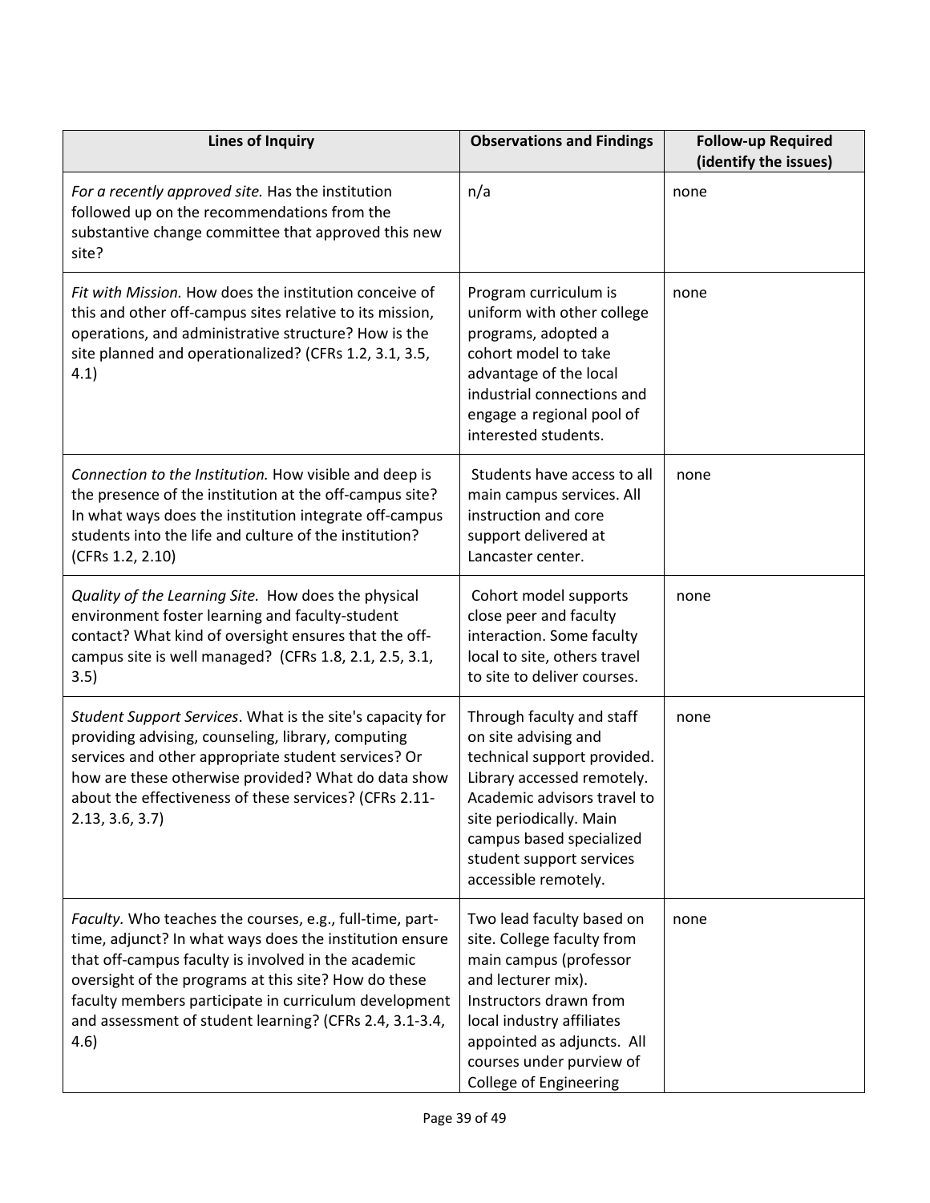| Lines of Inquiry | Observations and Findings | Follow-up Required (identify the issues) |
|---|---|---|
| *For a recently approved site.* Has the institution followed up on the recommendations from the substantive change committee that approved this new site? | n/a | none |
| *Fit with Mission.* How does the institution conceive of this and other off-campus sites relative to its mission, operations, and administrative structure? How is the site planned and operationalized? (CFRs 1.2, 3.1, 3.5, 4.1) | Program curriculum is uniform with other college programs, adopted a cohort model to take advantage of the local industrial connections and engage a regional pool of interested students. | none |
| *Connection to the Institution.* How visible and deep is the presence of the institution at the off-campus site? In what ways does the institution integrate off-campus students into the life and culture of the institution? (CFRs 1.2, 2.10) | Students have access to all main campus services. All instruction and core support delivered at Lancaster center. | none |
| *Quality of the Learning Site.* How does the physical environment foster learning and faculty-student contact? What kind of oversight ensures that the off-campus site is well managed? (CFRs 1.8, 2.1, 2.5, 3.1, 3.5) | Cohort model supports close peer and faculty interaction. Some faculty local to site, others travel to site to deliver courses. | none |
| *Student Support Services*. What is the site's capacity for providing advising, counseling, library, computing services and other appropriate student services? Or how are these otherwise provided? What do data show about the effectiveness of these services? (CFRs 2.11-2.13, 3.6, 3.7) | Through faculty and staff on site advising and technical support provided. Library accessed remotely. Academic advisors travel to site periodically. Main campus based specialized student support services accessible remotely. | none |
| *Faculty.* Who teaches the courses, e.g., full-time, part-time, adjunct? In what ways does the institution ensure that off-campus faculty is involved in the academic oversight of the programs at this site? How do these faculty members participate in curriculum development and assessment of student learning? (CFRs 2.4, 3.1-3.4, 4.6) | Two lead faculty based on site. College faculty from main campus (professor and lecturer mix). Instructors drawn from local industry affiliates appointed as adjuncts. All courses under purview of College of Engineering | none |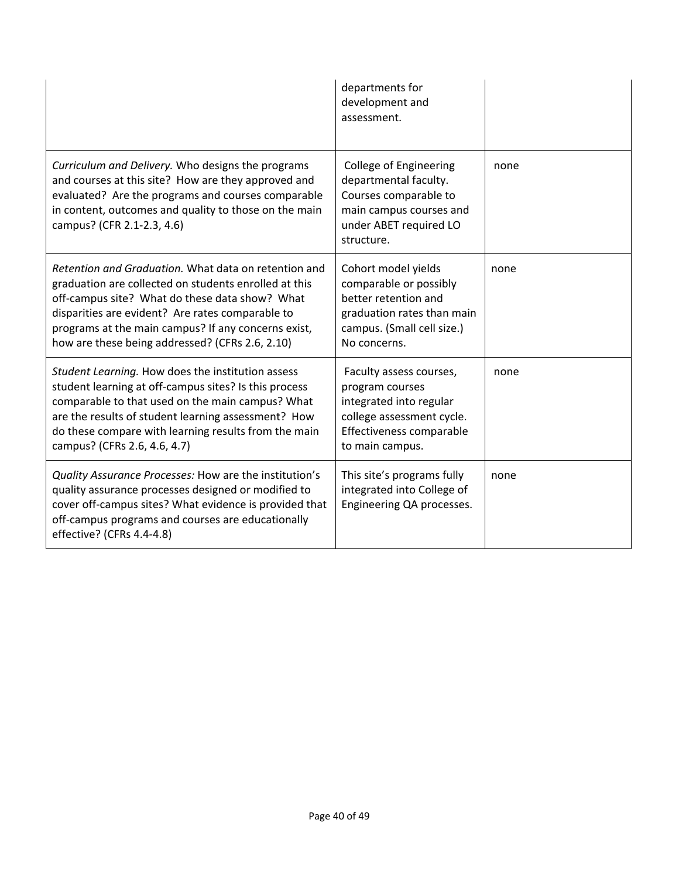| | | |
|---|---|---|
| | departments for development and assessment. | |
| *Curriculum and Delivery.* Who designs the programs and courses at this site? How are they approved and evaluated? Are the programs and courses comparable in content, outcomes and quality to those on the main campus? (CFR 2.1-2.3, 4.6) | College of Engineering departmental faculty. Courses comparable to main campus courses and under ABET required LO structure. | none |
| *Retention and Graduation.* What data on retention and graduation are collected on students enrolled at this off-campus site? What do these data show? What disparities are evident? Are rates comparable to programs at the main campus? If any concerns exist, how are these being addressed? (CFRs 2.6, 2.10) | Cohort model yields comparable or possibly better retention and graduation rates than main campus. (Small cell size.) No concerns. | none |
| *Student Learning.* How does the institution assess student learning at off-campus sites? Is this process comparable to that used on the main campus? What are the results of student learning assessment? How do these compare with learning results from the main campus? (CFRs 2.6, 4.6, 4.7) | Faculty assess courses, program courses integrated into regular college assessment cycle. Effectiveness comparable to main campus. | none |
| *Quality Assurance Processes:* How are the institution's quality assurance processes designed or modified to cover off-campus sites? What evidence is provided that off-campus programs and courses are educationally effective? (CFRs 4.4-4.8) | This site's programs fully integrated into College of Engineering QA processes. | none |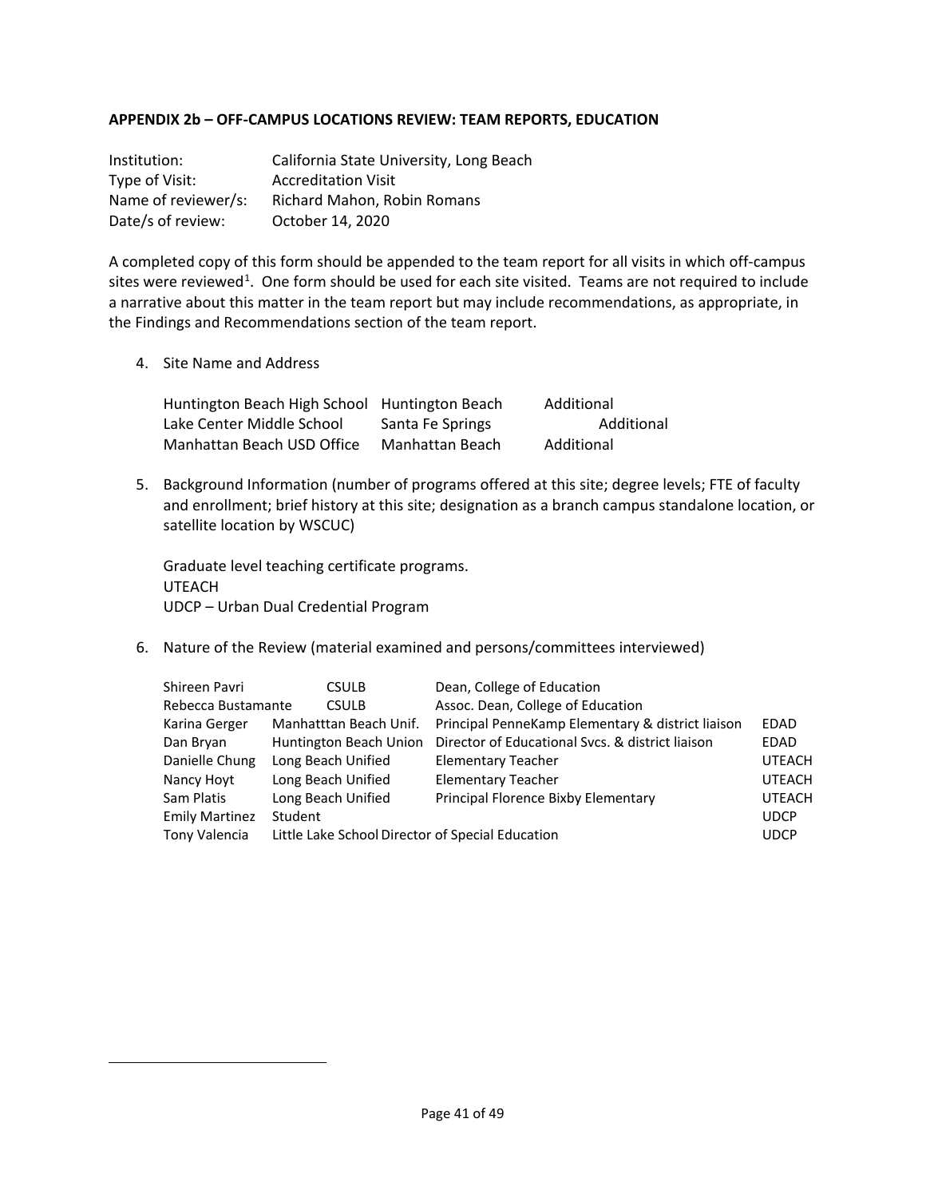**APPENDIX 2b – OFF-CAMPUS LOCATIONS REVIEW: TEAM REPORTS, EDUCATION**

| | |
|---|---|
| Institution: | California State University, Long Beach |
| Type of Visit: | Accreditation Visit |
| Name of reviewer/s: | Richard Mahon, Robin Romans |
| Date/s of review: | October 14, 2020 |

A completed copy of this form should be appended to the team report for all visits in which off-campus sites were reviewed[1]. One form should be used for each site visited. Teams are not required to include a narrative about this matter in the team report but may include recommendations, as appropriate, in the Findings and Recommendations section of the team report.

4. Site Name and Address

| | | |
|---|---|---|
| Huntington Beach High School | Huntington Beach | Additional |
| Lake Center Middle School | Santa Fe Springs | Additional |
| Manhattan Beach USD Office | Manhattan Beach | Additional |

5. Background Information (number of programs offered at this site; degree levels; FTE of faculty and enrollment; brief history at this site; designation as a branch campus standalone location, or satellite location by WSCUC)

   Graduate level teaching certificate programs.
   UTEACH
   UDCP – Urban Dual Credential Program

6. Nature of the Review (material examined and persons/committees interviewed)

| | | | |
|---|---|---|---|
| Shireen Pavri | CSULB | Dean, College of Education | |
| Rebecca Bustamante | CSULB | Assoc. Dean, College of Education | |
| Karina Gerger | Manhatttan Beach Unif. | Principal PenneKamp Elementary & district liaison | EDAD |
| Dan Bryan | Huntington Beach Union | Director of Educational Svcs. & district liaison | EDAD |
| Danielle Chung | Long Beach Unified | Elementary Teacher | UTEACH |
| Nancy Hoyt | Long Beach Unified | Elementary Teacher | UTEACH |
| Sam Platis | Long Beach Unified | Principal Florence Bixby Elementary | UTEACH |
| Emily Martinez | Student | | UDCP |
| Tony Valencia | Little Lake School | Director of Special Education | UDCP |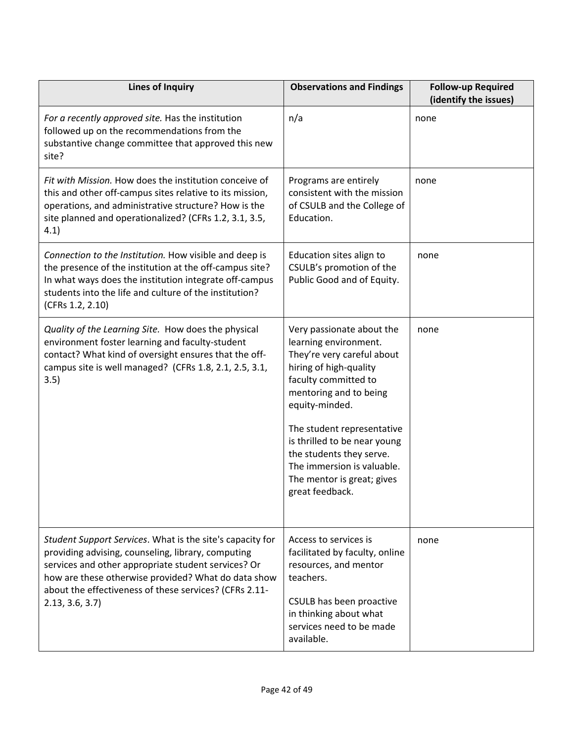| Lines of Inquiry | Observations and Findings | Follow-up Required (identify the issues) |
| --- | --- | --- |
| *For a recently approved site.* Has the institution followed up on the recommendations from the substantive change committee that approved this new site? | n/a | none |
| *Fit with Mission.* How does the institution conceive of this and other off-campus sites relative to its mission, operations, and administrative structure? How is the site planned and operationalized? (CFRs 1.2, 3.1, 3.5, 4.1) | Programs are entirely consistent with the mission of CSULB and the College of Education. | none |
| *Connection to the Institution.* How visible and deep is the presence of the institution at the off-campus site? In what ways does the institution integrate off-campus students into the life and culture of the institution? (CFRs 1.2, 2.10) | Education sites align to CSULB's promotion of the Public Good and of Equity. | none |
| *Quality of the Learning Site.* How does the physical environment foster learning and faculty-student contact? What kind of oversight ensures that the off-campus site is well managed? (CFRs 1.8, 2.1, 2.5, 3.1, 3.5) | Very passionate about the learning environment. They're very careful about hiring of high-quality faculty committed to mentoring and to being equity-minded.<br><br>The student representative is thrilled to be near young the students they serve. The immersion is valuable. The mentor is great; gives great feedback. | none |
| *Student Support Services*. What is the site's capacity for providing advising, counseling, library, computing services and other appropriate student services? Or how are these otherwise provided? What do data show about the effectiveness of these services? (CFRs 2.11-2.13, 3.6, 3.7) | Access to services is facilitated by faculty, online resources, and mentor teachers.<br><br>CSULB has been proactive in thinking about what services need to be made available. | none |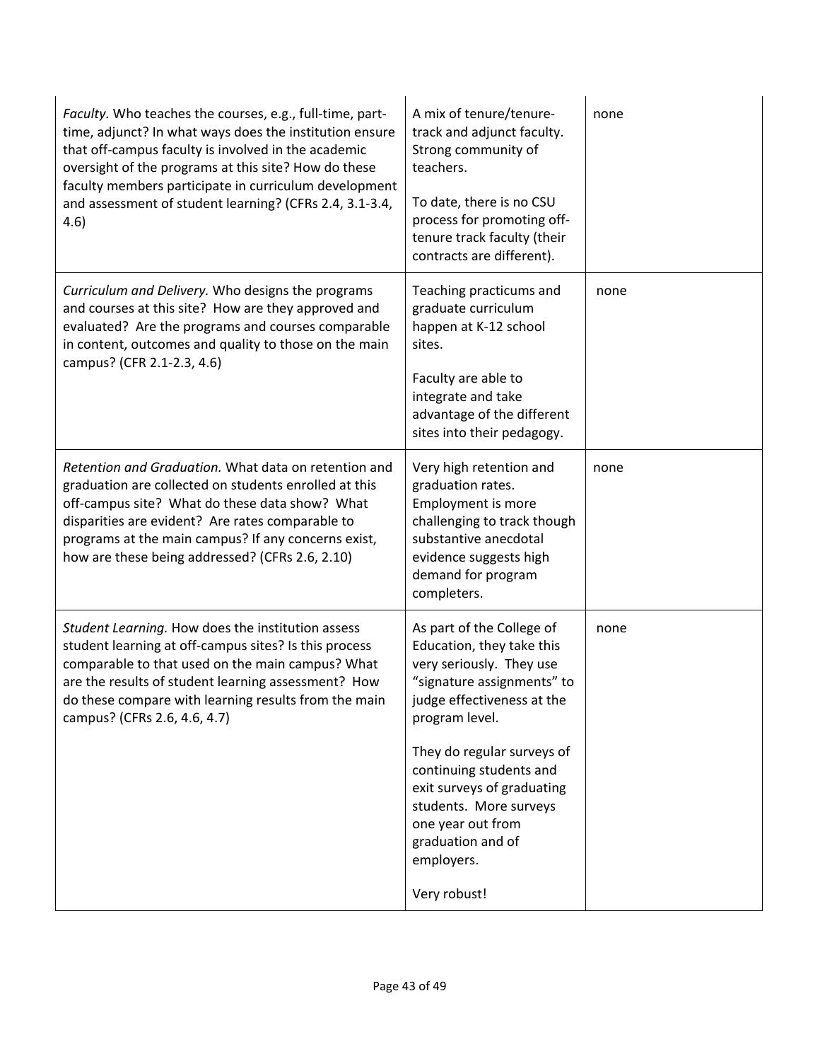| | | |
|---|---|---|
| *Faculty.* Who teaches the courses, e.g., full-time, part-time, adjunct? In what ways does the institution ensure that off-campus faculty is involved in the academic oversight of the programs at this site? How do these faculty members participate in curriculum development and assessment of student learning? (CFRs 2.4, 3.1-3.4, 4.6) | A mix of tenure/tenure-track and adjunct faculty. Strong community of teachers.<br><br>To date, there is no CSU process for promoting off-tenure track faculty (their contracts are different). | none |
| *Curriculum and Delivery.* Who designs the programs and courses at this site? How are they approved and evaluated? Are the programs and courses comparable in content, outcomes and quality to those on the main campus? (CFR 2.1-2.3, 4.6) | Teaching practicums and graduate curriculum happen at K-12 school sites.<br><br>Faculty are able to integrate and take advantage of the different sites into their pedagogy. | none |
| *Retention and Graduation.* What data on retention and graduation are collected on students enrolled at this off-campus site? What do these data show? What disparities are evident? Are rates comparable to programs at the main campus? If any concerns exist, how are these being addressed? (CFRs 2.6, 2.10) | Very high retention and graduation rates. Employment is more challenging to track though substantive anecdotal evidence suggests high demand for program completers. | none |
| *Student Learning.* How does the institution assess student learning at off-campus sites? Is this process comparable to that used on the main campus? What are the results of student learning assessment? How do these compare with learning results from the main campus? (CFRs 2.6, 4.6, 4.7) | As part of the College of Education, they take this very seriously. They use "signature assignments" to judge effectiveness at the program level.<br><br>They do regular surveys of continuing students and exit surveys of graduating students. More surveys one year out from graduation and of employers.<br><br>Very robust! | none |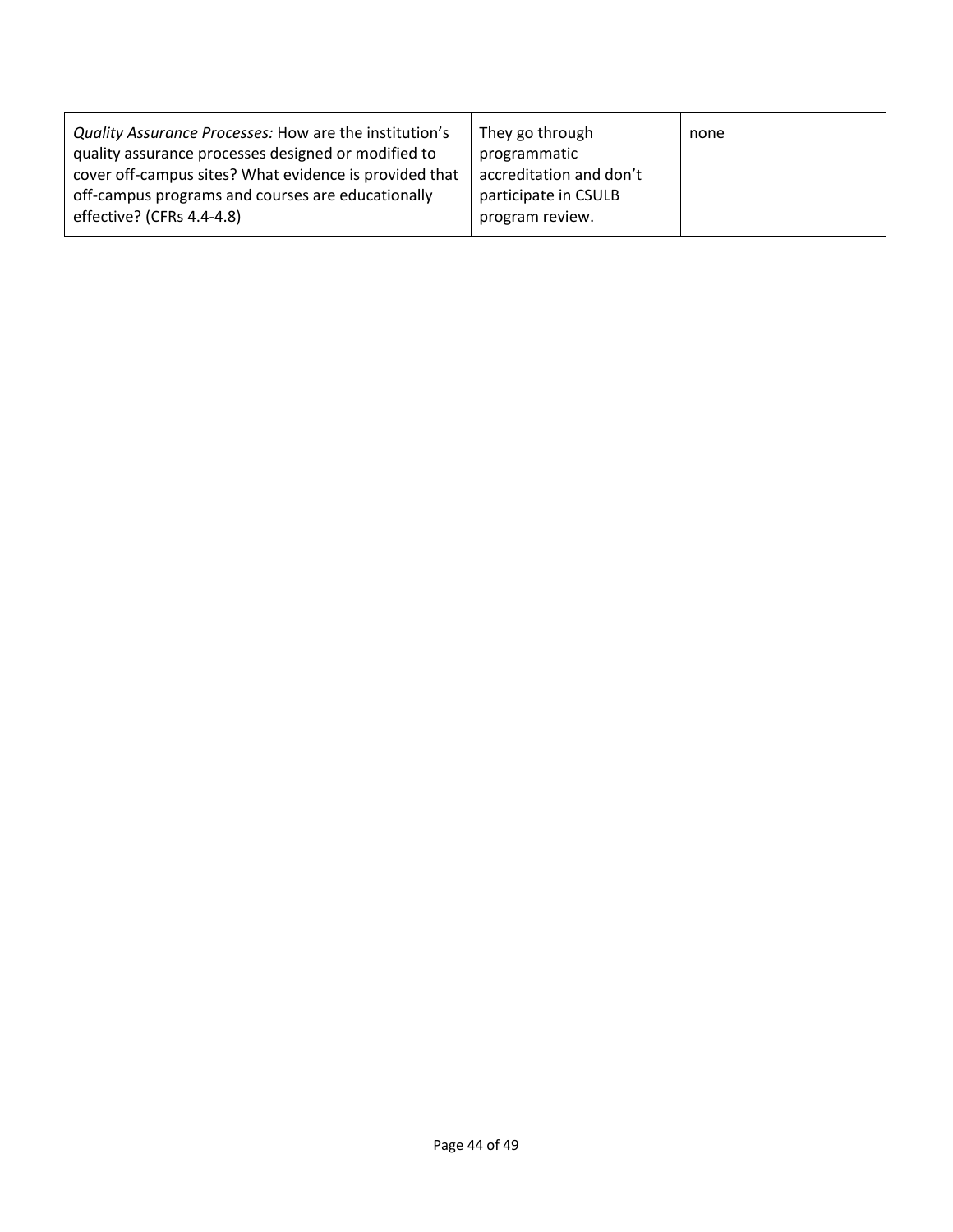| | | |
|---|---|---|
| *Quality Assurance Processes:* How are the institution's quality assurance processes designed or modified to cover off-campus sites? What evidence is provided that off-campus programs and courses are educationally effective? (CFRs 4.4-4.8) | They go through programmatic accreditation and don't participate in CSULB program review. | none |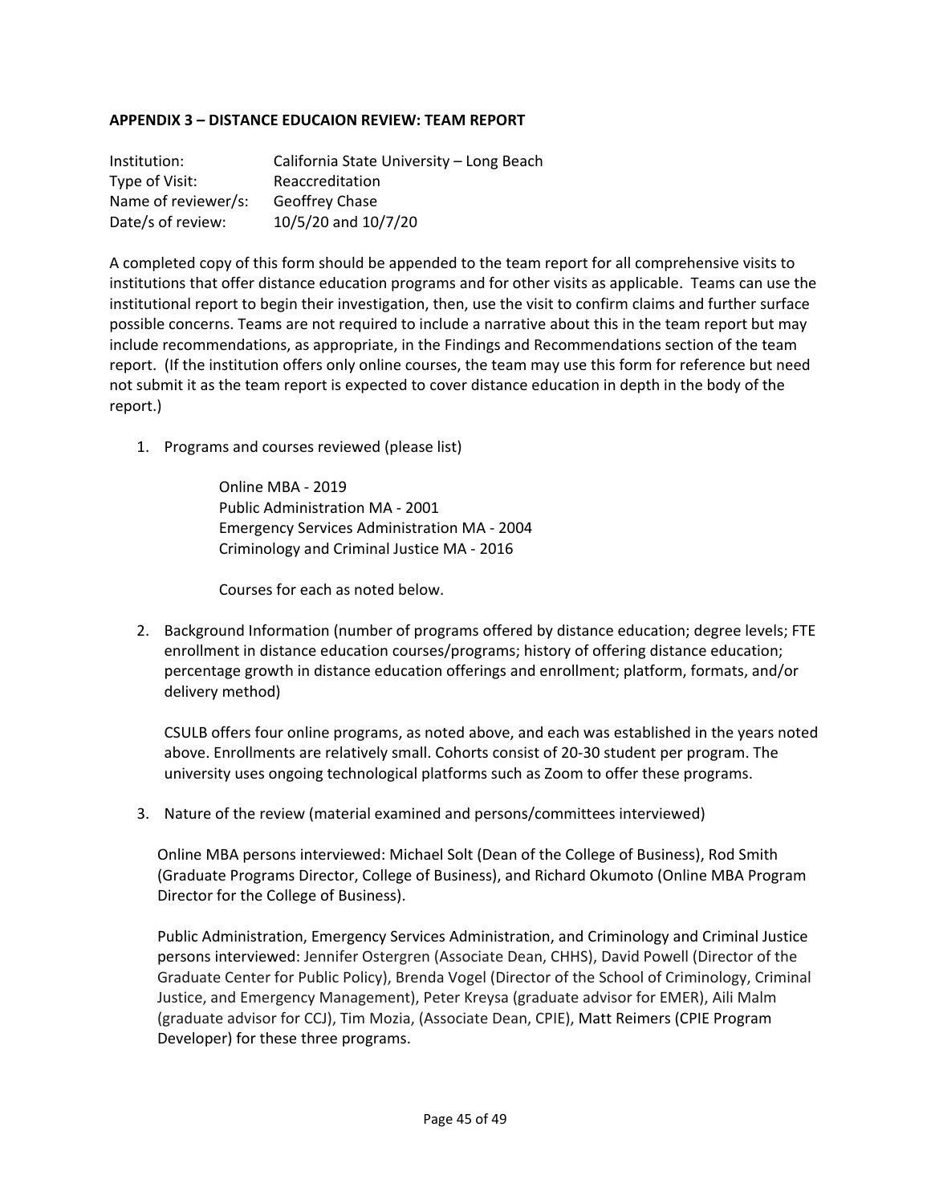**APPENDIX 3 – DISTANCE EDUCAION REVIEW: TEAM REPORT**

| | |
|---|---|
| Institution: | California State University – Long Beach |
| Type of Visit: | Reaccreditation |
| Name of reviewer/s: | Geoffrey Chase |
| Date/s of review: | 10/5/20 and 10/7/20 |

A completed copy of this form should be appended to the team report for all comprehensive visits to institutions that offer distance education programs and for other visits as applicable. Teams can use the institutional report to begin their investigation, then, use the visit to confirm claims and further surface possible concerns. Teams are not required to include a narrative about this in the team report but may include recommendations, as appropriate, in the Findings and Recommendations section of the team report. (If the institution offers only online courses, the team may use this form for reference but need not submit it as the team report is expected to cover distance education in depth in the body of the report.)

1. Programs and courses reviewed (please list)

   Online MBA - 2019
   Public Administration MA - 2001
   Emergency Services Administration MA - 2004
   Criminology and Criminal Justice MA - 2016

   Courses for each as noted below.

2. Background Information (number of programs offered by distance education; degree levels; FTE enrollment in distance education courses/programs; history of offering distance education; percentage growth in distance education offerings and enrollment; platform, formats, and/or delivery method)

   CSULB offers four online programs, as noted above, and each was established in the years noted above. Enrollments are relatively small. Cohorts consist of 20-30 student per program. The university uses ongoing technological platforms such as Zoom to offer these programs.

3. Nature of the review (material examined and persons/committees interviewed)

   Online MBA persons interviewed: Michael Solt (Dean of the College of Business), Rod Smith (Graduate Programs Director, College of Business), and Richard Okumoto (Online MBA Program Director for the College of Business).

   Public Administration, Emergency Services Administration, and Criminology and Criminal Justice persons interviewed: Jennifer Ostergren (Associate Dean, CHHS), David Powell (Director of the Graduate Center for Public Policy), Brenda Vogel (Director of the School of Criminology, Criminal Justice, and Emergency Management), Peter Kreysa (graduate advisor for EMER), Aili Malm (graduate advisor for CCJ), Tim Mozia, (Associate Dean, CPIE), Matt Reimers (CPIE Program Developer) for these three programs.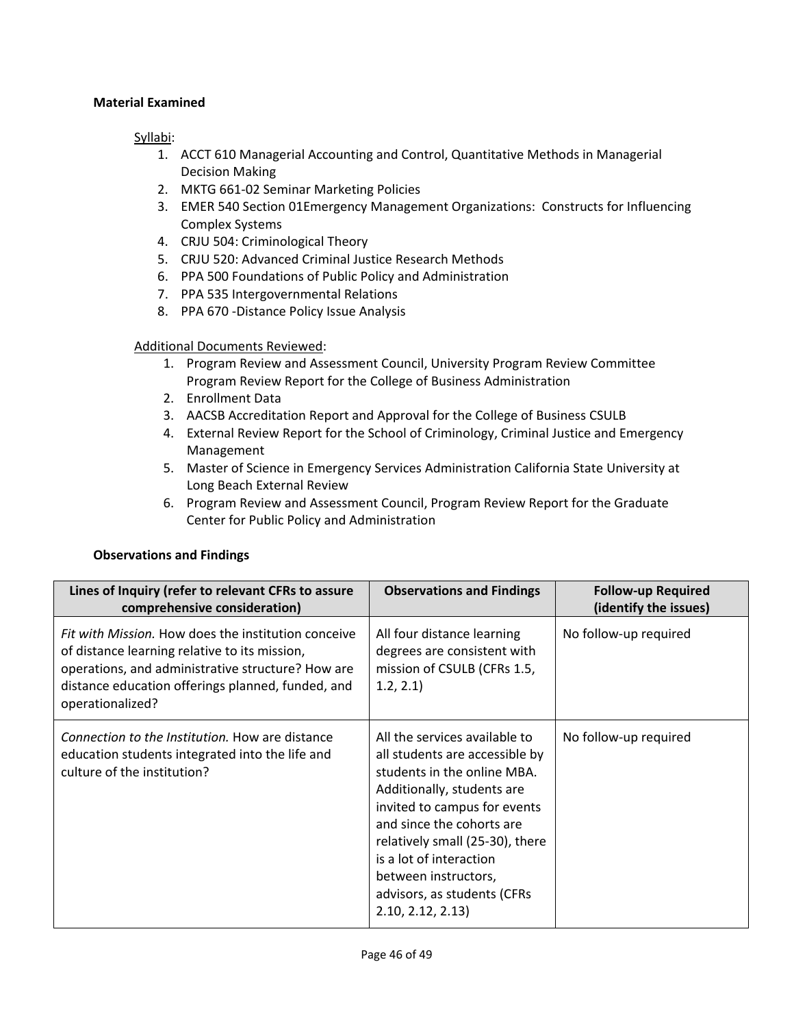**Material Examined**

Syllabi:

1. ACCT 610 Managerial Accounting and Control, Quantitative Methods in Managerial Decision Making
2. MKTG 661-02 Seminar Marketing Policies
3. EMER 540 Section 01Emergency Management Organizations: Constructs for Influencing Complex Systems
4. CRJU 504: Criminological Theory
5. CRJU 520: Advanced Criminal Justice Research Methods
6. PPA 500 Foundations of Public Policy and Administration
7. PPA 535 Intergovernmental Relations
8. PPA 670 -Distance Policy Issue Analysis

Additional Documents Reviewed:

1. Program Review and Assessment Council, University Program Review Committee Program Review Report for the College of Business Administration
2. Enrollment Data
3. AACSB Accreditation Report and Approval for the College of Business CSULB
4. External Review Report for the School of Criminology, Criminal Justice and Emergency Management
5. Master of Science in Emergency Services Administration California State University at Long Beach External Review
6. Program Review and Assessment Council, Program Review Report for the Graduate Center for Public Policy and Administration

**Observations and Findings**

| Lines of Inquiry (refer to relevant CFRs to assure comprehensive consideration) | Observations and Findings | Follow-up Required (identify the issues) |
|---|---|---|
| *Fit with Mission.* How does the institution conceive of distance learning relative to its mission, operations, and administrative structure? How are distance education offerings planned, funded, and operationalized? | All four distance learning degrees are consistent with mission of CSULB (CFRs 1.5, 1.2, 2.1) | No follow-up required |
| *Connection to the Institution.* How are distance education students integrated into the life and culture of the institution? | All the services available to all students are accessible by students in the online MBA. Additionally, students are invited to campus for events and since the cohorts are relatively small (25-30), there is a lot of interaction between instructors, advisors, as students (CFRs 2.10, 2.12, 2.13) | No follow-up required |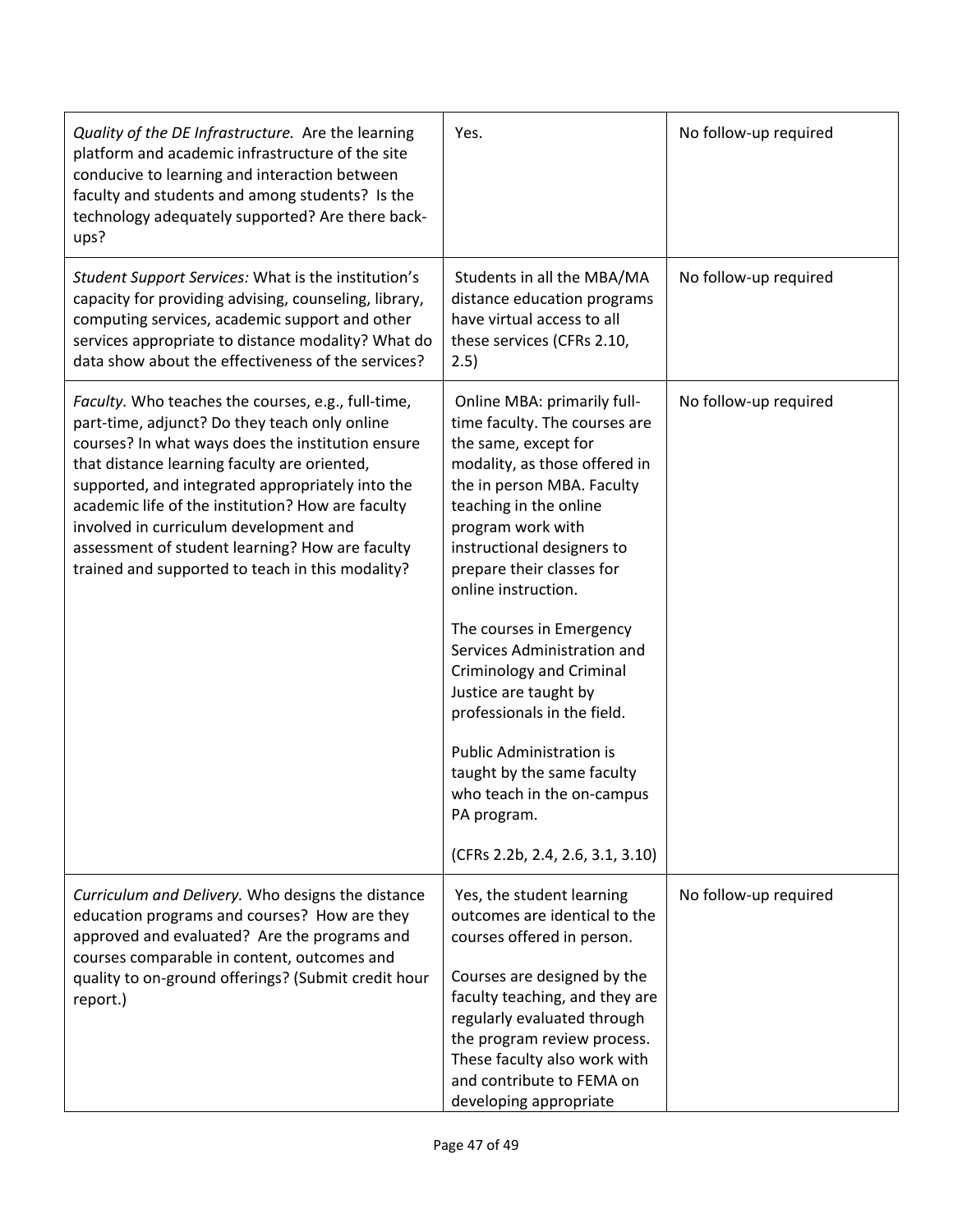| | | |
|---|---|---|
| *Quality of the DE Infrastructure.* Are the learning platform and academic infrastructure of the site conducive to learning and interaction between faculty and students and among students? Is the technology adequately supported? Are there back-ups? | Yes. | No follow-up required |
| *Student Support Services:* What is the institution's capacity for providing advising, counseling, library, computing services, academic support and other services appropriate to distance modality? What do data show about the effectiveness of the services? | Students in all the MBA/MA distance education programs have virtual access to all these services (CFRs 2.10, 2.5) | No follow-up required |
| *Faculty.* Who teaches the courses, e.g., full-time, part-time, adjunct? Do they teach only online courses? In what ways does the institution ensure that distance learning faculty are oriented, supported, and integrated appropriately into the academic life of the institution? How are faculty involved in curriculum development and assessment of student learning? How are faculty trained and supported to teach in this modality? | Online MBA: primarily full-time faculty. The courses are the same, except for modality, as those offered in the in person MBA. Faculty teaching in the online program work with instructional designers to prepare their classes for online instruction.<br><br>The courses in Emergency Services Administration and Criminology and Criminal Justice are taught by professionals in the field.<br><br>Public Administration is taught by the same faculty who teach in the on-campus PA program.<br><br>(CFRs 2.2b, 2.4, 2.6, 3.1, 3.10) | No follow-up required |
| *Curriculum and Delivery.* Who designs the distance education programs and courses? How are they approved and evaluated? Are the programs and courses comparable in content, outcomes and quality to on-ground offerings? (Submit credit hour report.) | Yes, the student learning outcomes are identical to the courses offered in person.<br><br>Courses are designed by the faculty teaching, and they are regularly evaluated through the program review process. These faculty also work with and contribute to FEMA on developing appropriate | No follow-up required |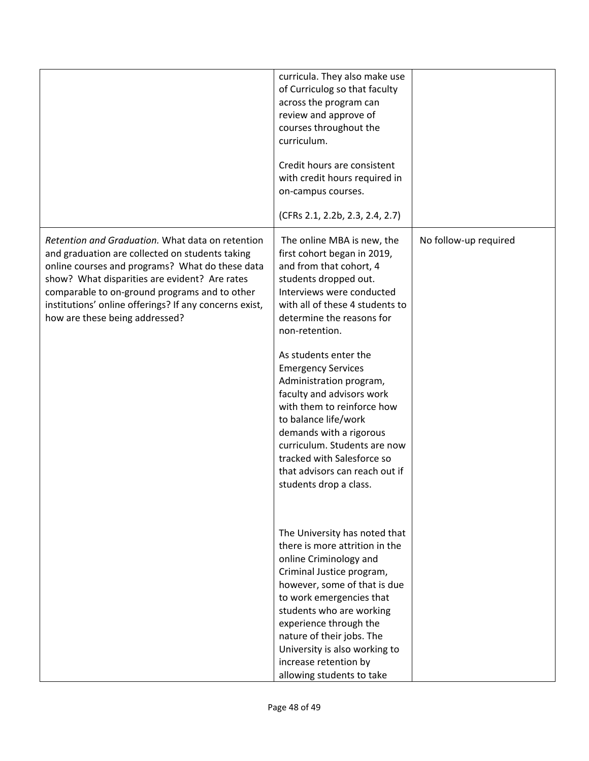| | | |
|---|---|---|
| | curricula. They also make use of Curriculog so that faculty across the program can review and approve of courses throughout the curriculum.<br><br>Credit hours are consistent with credit hours required in on-campus courses.<br><br>(CFRs 2.1, 2.2b, 2.3, 2.4, 2.7) | |
| *Retention and Graduation.* What data on retention and graduation are collected on students taking online courses and programs? What do these data show? What disparities are evident? Are rates comparable to on-ground programs and to other institutions' online offerings? If any concerns exist, how are these being addressed? | The online MBA is new, the first cohort began in 2019, and from that cohort, 4 students dropped out. Interviews were conducted with all of these 4 students to determine the reasons for non-retention.<br><br>As students enter the Emergency Services Administration program, faculty and advisors work with them to reinforce how to balance life/work demands with a rigorous curriculum. Students are now tracked with Salesforce so that advisors can reach out if students drop a class.<br><br>The University has noted that there is more attrition in the online Criminology and Criminal Justice program, however, some of that is due to work emergencies that students who are working experience through the nature of their jobs. The University is also working to increase retention by allowing students to take | No follow-up required |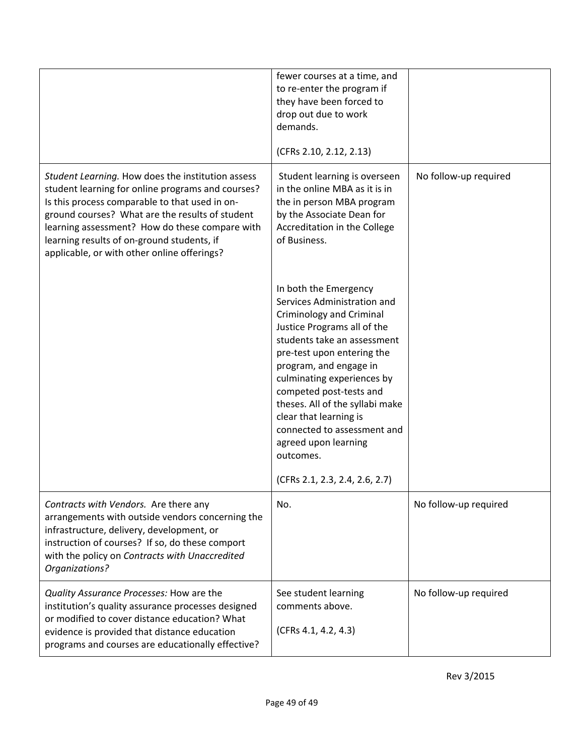| | | |
|---|---|---|
| | fewer courses at a time, and to re-enter the program if they have been forced to drop out due to work demands.<br><br>(CFRs 2.10, 2.12, 2.13) | |
| *Student Learning.* How does the institution assess student learning for online programs and courses? Is this process comparable to that used in on-ground courses? What are the results of student learning assessment? How do these compare with learning results of on-ground students, if applicable, or with other online offerings? | Student learning is overseen in the online MBA as it is in the in person MBA program by the Associate Dean for Accreditation in the College of Business.<br><br>In both the Emergency Services Administration and Criminology and Criminal Justice Programs all of the students take an assessment pre-test upon entering the program, and engage in culminating experiences by competed post-tests and theses. All of the syllabi make clear that learning is connected to assessment and agreed upon learning outcomes.<br><br>(CFRs 2.1, 2.3, 2.4, 2.6, 2.7) | No follow-up required |
| *Contracts with Vendors.* Are there any arrangements with outside vendors concerning the infrastructure, delivery, development, or instruction of courses? If so, do these comport with the policy on *Contracts with Unaccredited Organizations?* | No. | No follow-up required |
| *Quality Assurance Processes:* How are the institution's quality assurance processes designed or modified to cover distance education? What evidence is provided that distance education programs and courses are educationally effective? | See student learning comments above.<br><br>(CFRs 4.1, 4.2, 4.3) | No follow-up required |

Rev 3/2015